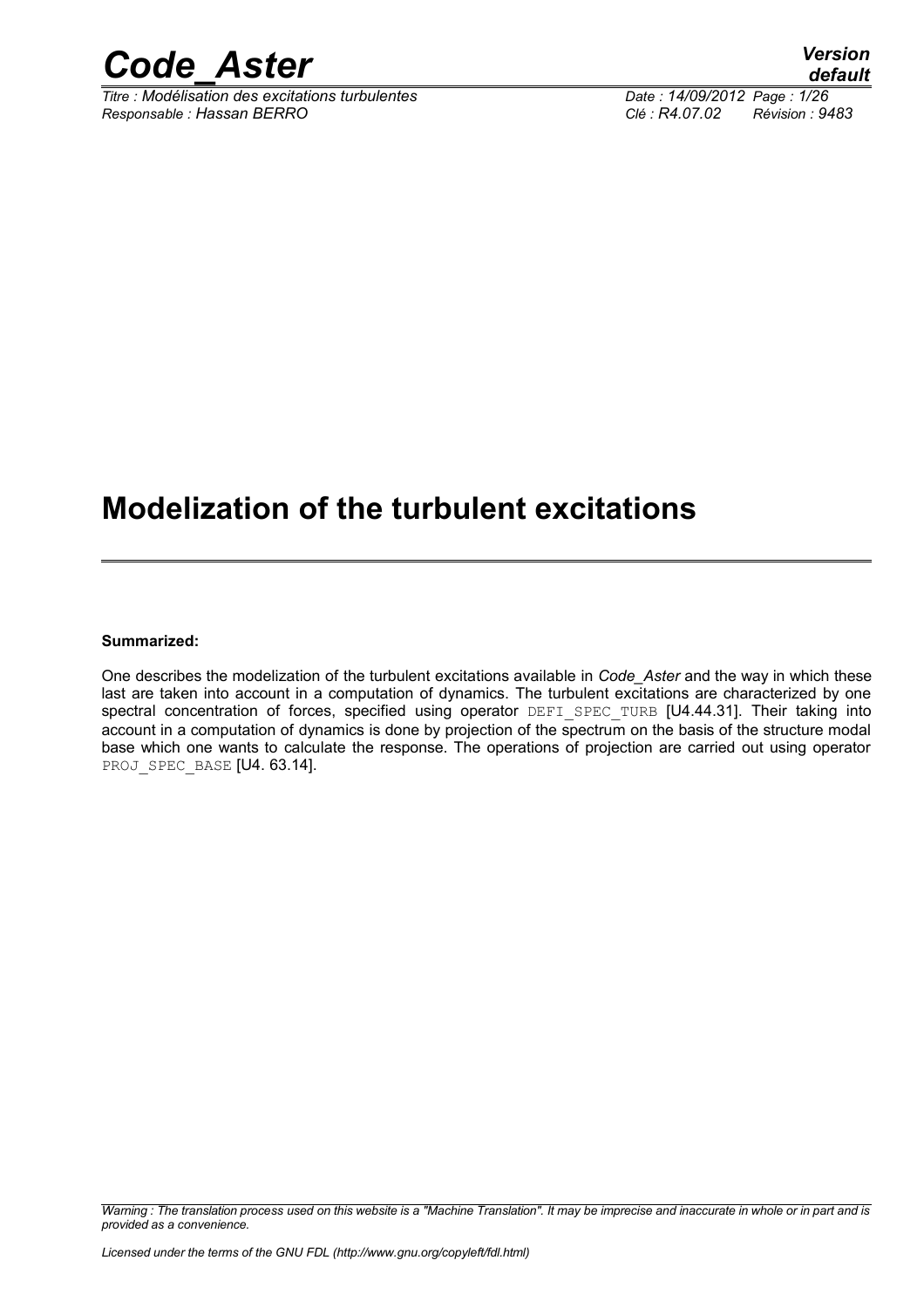# Modelization of the turbulent excitations

**Summarized:**

One describes the modelization of the turbulent excitations available in *Code_Aster* and the way in which these last are taken into account in a computation of dynamics. The turbulent excitations are characterized by one spectral concentration of forces, specified using operator DEFI_SPEC_TURB [U4.44.31]. Their taking into account in a computation of dynamics is done by projection of the spectrum on the basis of the structure modal base which one wants to calculate the response. The operations of projection are carried out using operator PROJ_SPEC_BASE [U4. 63.14].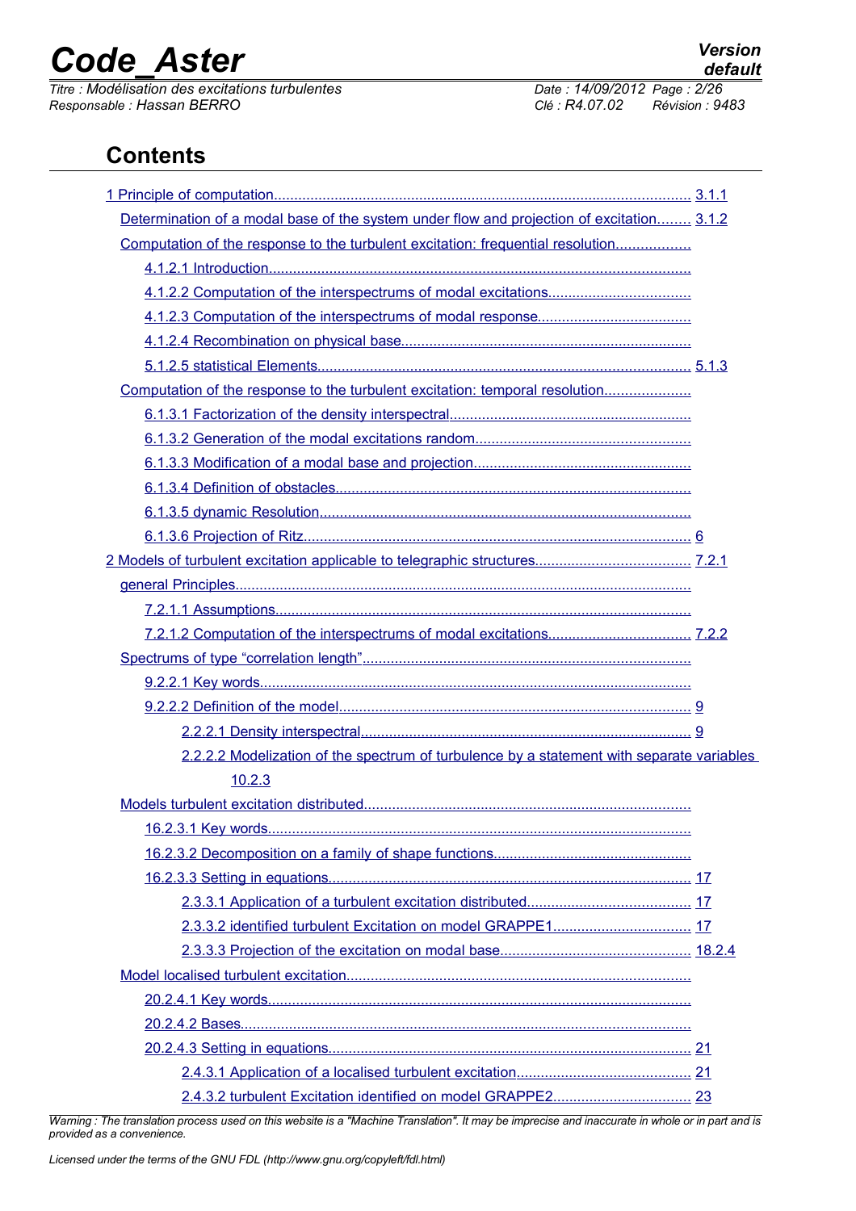## Contents

1 Principle of computation........................................................................................................ 3.1.1

Determination of a modal base of the system under flow and projection of excitation......... 3.1.2

Computation of the response to the turbulent excitation: frequential resolution..................

4.1.2.1 Introduction.........................................................................................................

4.1.2.2 Computation of the interspectrums of modal excitations...................................

4.1.2.3 Computation of the interspectrums of modal response......................................

4.1.2.4 Recombination on physical base........................................................................

5.1.2.5 statistical Elements............................................................................................. 5.1.3

Computation of the response to the turbulent excitation: temporal resolution.....................

6.1.3.1 Factorization of the density interspectral............................................................

6.1.3.2 Generation of the modal excitations random.....................................................

6.1.3.3 Modification of a modal base and projection......................................................

6.1.3.4 Definition of obstacles........................................................................................

6.1.3.5 dynamic Resolution............................................................................................

6.1.3.6 Projection of Ritz................................................................................................ 6

2 Models of turbulent excitation applicable to telegraphic structures....................................... 7.2.1

general Principles.................................................................................................................

7.2.1.1 Assumptions.......................................................................................................

7.2.1.2 Computation of the interspectrums of modal excitations................................... 7.2.2

Spectrums of type “correlation length”.................................................................................

9.2.2.1 Key words...........................................................................................................

9.2.2.2 Definition of the model....................................................................................... 9

2.2.2.1 Density interspectral.................................................................................. 9

2.2.2.2 Modelization of the spectrum of turbulence by a statement with separate variables 10.2.3

Models turbulent excitation distributed.................................................................................

16.2.3.1 Key words.........................................................................................................

16.2.3.2 Decomposition on a family of shape functions.................................................

16.2.3.3 Setting in equations.......................................................................................... 17

2.3.3.1 Application of a turbulent excitation distributed......................................... 17

2.3.3.2 identified turbulent Excitation on model GRAPPE1.................................. 17

2.3.3.3 Projection of the excitation on modal base............................................... 18.2.4

Model localised turbulent excitation.....................................................................................

20.2.4.1 Key words.........................................................................................................

20.2.4.2 Bases................................................................................................................

20.2.4.3 Setting in equations.......................................................................................... 21

2.4.3.1 Application of a localised turbulent excitation........................................... 21

2.4.3.2 turbulent Excitation identified on model GRAPPE2.................................. 23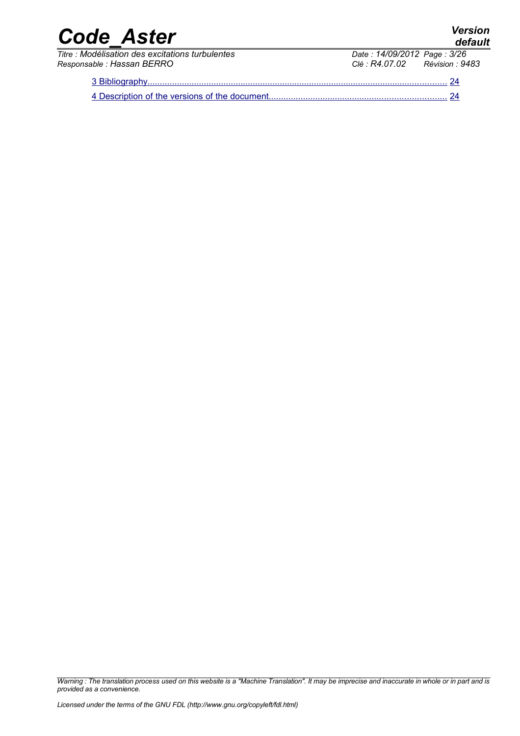3 Bibliography........................................................................................................................... 24

4 Description of the versions of the document......................................................................... 24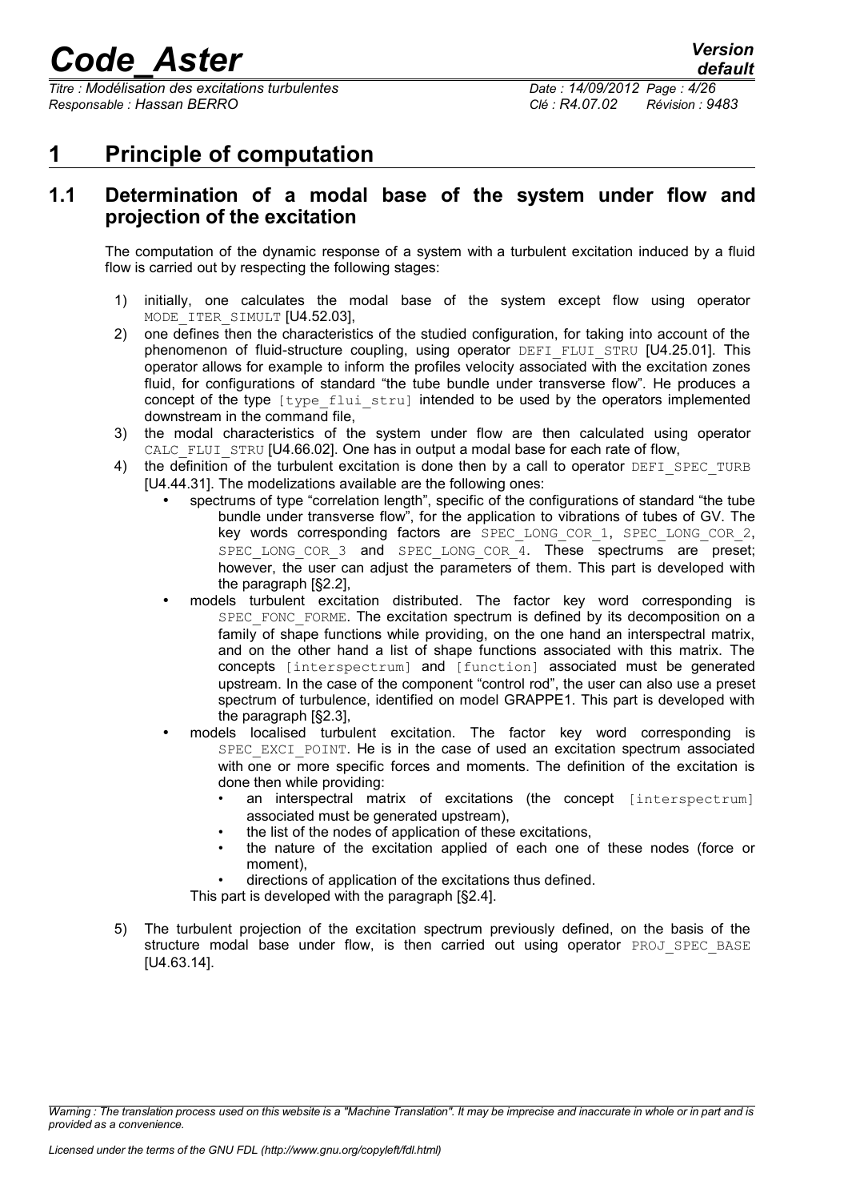# 1 Principle of computation

## 1.1 Determination of a modal base of the system under flow and projection of the excitation

The computation of the dynamic response of a system with a turbulent excitation induced by a fluid flow is carried out by respecting the following stages:

1) initially, one calculates the modal base of the system except flow using operator MODE_ITER_SIMULT [U4.52.03],
2) one defines then the characteristics of the studied configuration, for taking into account of the phenomenon of fluid-structure coupling, using operator DEFI_FLUI_STRU [U4.25.01]. This operator allows for example to inform the profiles velocity associated with the excitation zones fluid, for configurations of standard "the tube bundle under transverse flow". He produces a concept of the type [type_flui_stru] intended to be used by the operators implemented downstream in the command file,
3) the modal characteristics of the system under flow are then calculated using operator CALC_FLUI_STRU [U4.66.02]. One has in output a modal base for each rate of flow,
4) the definition of the turbulent excitation is done then by a call to operator DEFI_SPEC_TURB [U4.44.31]. The modelizations available are the following ones:
   - spectrums of type "correlation length", specific of the configurations of standard "the tube bundle under transverse flow", for the application to vibrations of tubes of GV. The key words corresponding factors are SPEC_LONG_COR_1, SPEC_LONG_COR_2, SPEC_LONG_COR_3 and SPEC_LONG_COR_4. These spectrums are preset; however, the user can adjust the parameters of them. This part is developed with the paragraph [§2.2],
   - models turbulent excitation distributed. The factor key word corresponding is SPEC_FONC_FORME. The excitation spectrum is defined by its decomposition on a family of shape functions while providing, on the one hand an interspectral matrix, and on the other hand a list of shape functions associated with this matrix. The concepts [interspectrum] and [function] associated must be generated upstream. In the case of the component "control rod", the user can also use a preset spectrum of turbulence, identified on model GRAPPE1. This part is developed with the paragraph [§2.3],
   - models localised turbulent excitation. The factor key word corresponding is SPEC_EXCI_POINT. He is in the case of used an excitation spectrum associated with one or more specific forces and moments. The definition of the excitation is done then while providing:
     - an interspectral matrix of excitations (the concept [interspectrum] associated must be generated upstream),
     - the list of the nodes of application of these excitations,
     - the nature of the excitation applied of each one of these nodes (force or moment),
     - directions of application of the excitations thus defined.

   This part is developed with the paragraph [§2.4].

5) The turbulent projection of the excitation spectrum previously defined, on the basis of the structure modal base under flow, is then carried out using operator PROJ_SPEC_BASE [U4.63.14].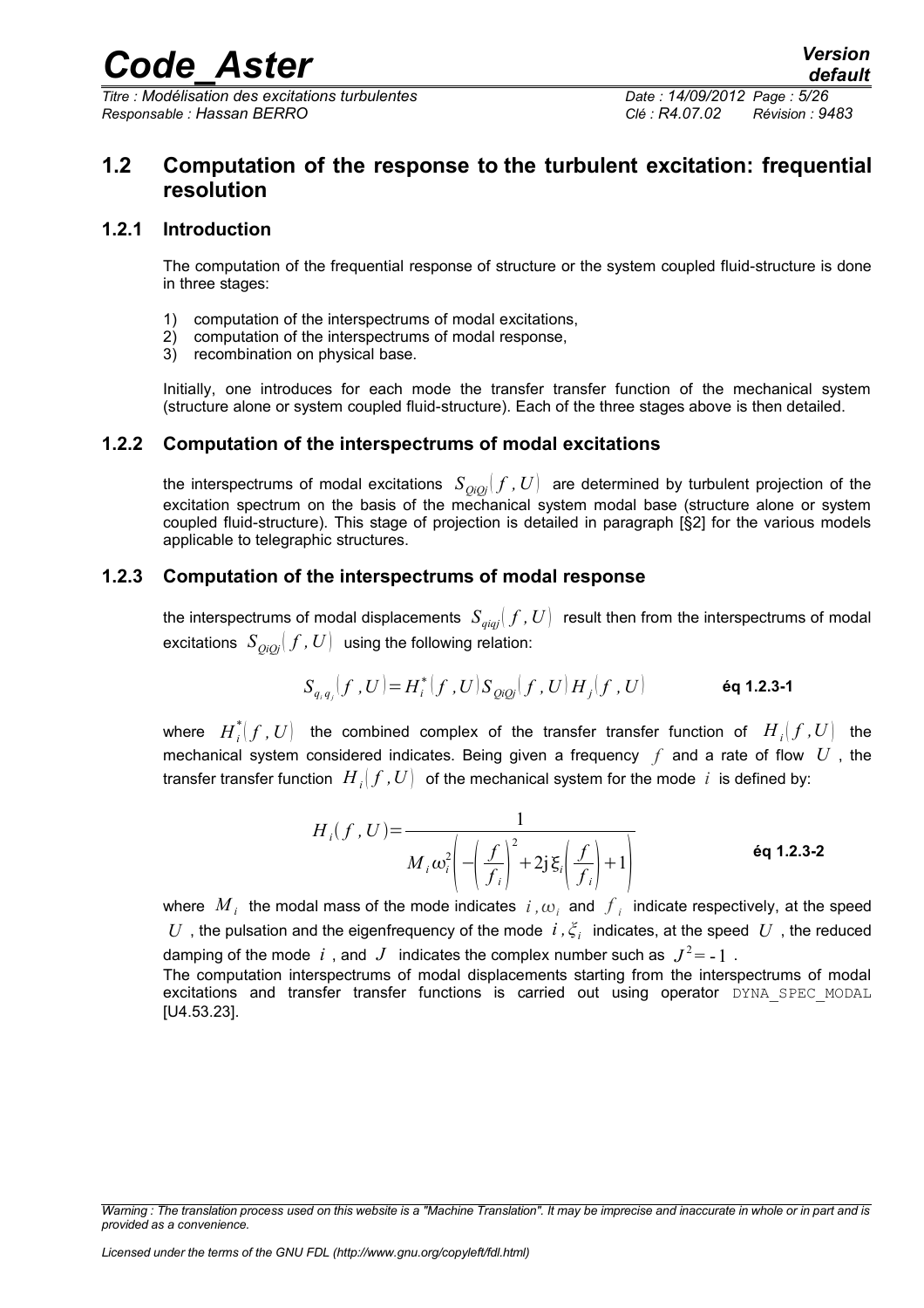## 1.2 Computation of the response to the turbulent excitation: frequential resolution

### 1.2.1 Introduction

The computation of the frequential response of structure or the system coupled fluid-structure is done in three stages:

1) computation of the interspectrums of modal excitations,
2) computation of the interspectrums of modal response,
3) recombination on physical base.

Initially, one introduces for each mode the transfer transfer function of the mechanical system (structure alone or system coupled fluid-structure). Each of the three stages above is then detailed.

### 1.2.2 Computation of the interspectrums of modal excitations

the interspectrums of modal excitations $S_{QiQj}(f, U)$ are determined by turbulent projection of the excitation spectrum on the basis of the mechanical system modal base (structure alone or system coupled fluid-structure). This stage of projection is detailed in paragraph [§2] for the various models applicable to telegraphic structures.

### 1.2.3 Computation of the interspectrums of modal response

the interspectrums of modal displacements $S_{qiqj}(f, U)$ result then from the interspectrums of modal excitations $S_{QiQj}(f, U)$ using the following relation:

$$S_{q_i q_j}(f, U) = H_i^*(f, U) S_{QiQj}(f, U) H_j(f, U) \qquad \textbf{éq 1.2.3-1}$$

where $H_i^*(f, U)$ the combined complex of the transfer transfer function of $H_i(f, U)$ the mechanical system considered indicates. Being given a frequency $f$ and a rate of flow $U$, the transfer transfer function $H_i(f, U)$ of the mechanical system for the mode $i$ is defined by:

$$H_i(f, U) = \frac{1}{M_i \omega_i^2 \left( -\left(\frac{f}{f_i}\right)^2 + 2\mathrm{j}\,\xi_i \left(\frac{f}{f_i}\right) + 1 \right)} \qquad \textbf{éq 1.2.3-2}$$

where $M_i$ the modal mass of the mode indicates $i$, $\omega_i$ and $f_i$ indicate respectively, at the speed $U$, the pulsation and the eigenfrequency of the mode $i$, $\xi_i$ indicates, at the speed $U$, the reduced damping of the mode $i$, and $J$ indicates the complex number such as $J^2 = -1$.

The computation interspectrums of modal displacements starting from the interspectrums of modal excitations and transfer transfer functions is carried out using operator `DYNA_SPEC_MODAL` [U4.53.23].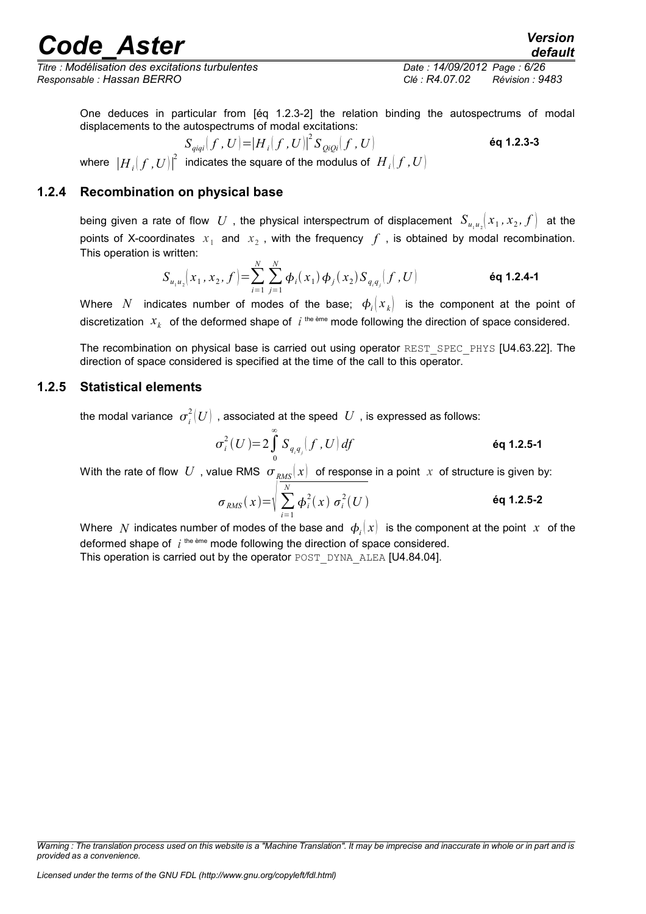One deduces in particular from [éq 1.2.3-2] the relation binding the autospectrums of modal displacements to the autospectrums of modal excitations:

$$S_{qiqi}(f, U) = |H_i(f, U)|^2 S_{QiQi}(f, U) \quad \textbf{éq 1.2.3-3}$$

where $|H_i(f, U)|^2$ indicates the square of the modulus of $H_i(f, U)$

### 1.2.4 Recombination on physical base

being given a rate of flow $U$, the physical interspectrum of displacement $S_{u_1 u_2}(x_1, x_2, f)$ at the points of X-coordinates $x_1$ and $x_2$, with the frequency $f$, is obtained by modal recombination. This operation is written:

$$S_{u_1 u_2}(x_1, x_2, f) = \sum_{i=1}^{N} \sum_{j=1}^{N} \phi_i(x_1) \phi_j(x_2) S_{q_i q_j}(f, U) \quad \textbf{éq 1.2.4-1}$$

Where $N$ indicates number of modes of the base; $\phi_i(x_k)$ is the component at the point of discretization $x_k$ of the deformed shape of $i$ the ème mode following the direction of space considered.

The recombination on physical base is carried out using operator REST_SPEC_PHYS [U4.63.22]. The direction of space considered is specified at the time of the call to this operator.

### 1.2.5 Statistical elements

the modal variance $\sigma_i^2(U)$, associated at the speed $U$, is expressed as follows:

$$\sigma_i^2(U) = 2 \int_0^{\infty} S_{q_i q_i}(f, U)\, df \quad \textbf{éq 1.2.5-1}$$

With the rate of flow $U$, value RMS $\sigma_{RMS}(x)$ of response in a point $x$ of structure is given by:

$$\sigma_{RMS}(x) = \sqrt{\sum_{i=1}^{N} \phi_i^2(x)\, \sigma_i^2(U)} \quad \textbf{éq 1.2.5-2}$$

Where $N$ indicates number of modes of the base and $\phi_i(x)$ is the component at the point $x$ of the deformed shape of $i$ the ème mode following the direction of space considered.
This operation is carried out by the operator POST_DYNA_ALEA [U4.84.04].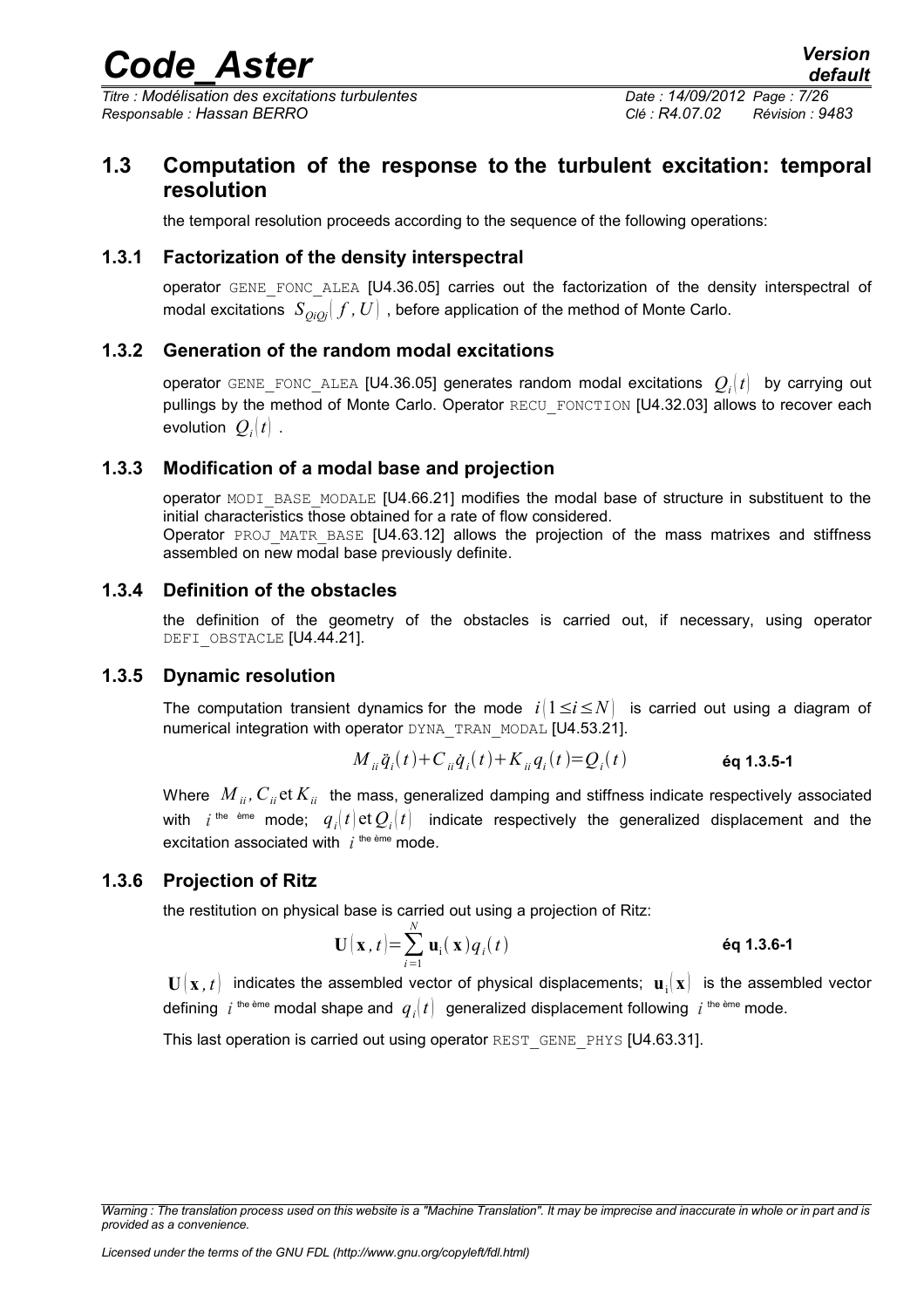## 1.3 Computation of the response to the turbulent excitation: temporal resolution

the temporal resolution proceeds according to the sequence of the following operations:

### 1.3.1 Factorization of the density interspectral

operator GENE_FONC_ALEA [U4.36.05] carries out the factorization of the density interspectral of modal excitations $S_{QiQj}(f, U)$, before application of the method of Monte Carlo.

### 1.3.2 Generation of the random modal excitations

operator GENE_FONC_ALEA [U4.36.05] generates random modal excitations $Q_i(t)$ by carrying out pullings by the method of Monte Carlo. Operator RECU_FONCTION [U4.32.03] allows to recover each evolution $Q_i(t)$.

### 1.3.3 Modification of a modal base and projection

operator MODI_BASE_MODALE [U4.66.21] modifies the modal base of structure in substituent to the initial characteristics those obtained for a rate of flow considered.
Operator PROJ_MATR_BASE [U4.63.12] allows the projection of the mass matrixes and stiffness assembled on new modal base previously definite.

### 1.3.4 Definition of the obstacles

the definition of the geometry of the obstacles is carried out, if necessary, using operator DEFI_OBSTACLE [U4.44.21].

### 1.3.5 Dynamic resolution

The computation transient dynamics for the mode $i(1 \leq i \leq N)$ is carried out using a diagram of numerical integration with operator DYNA_TRAN_MODAL [U4.53.21].

$$M_{ii}\ddot{q}_i(t)+C_{ii}\dot{q}_i(t)+K_{ii}q_i(t)=Q_i(t) \qquad \textbf{éq 1.3.5-1}$$

Where $M_{ii}, C_{ii}$ et $K_{ii}$ the mass, generalized damping and stiffness indicate respectively associated with $i$ the ème mode; $q_i(t)$ et $Q_i(t)$ indicate respectively the generalized displacement and the excitation associated with $i$ the ème mode.

### 1.3.6 Projection of Ritz

the restitution on physical base is carried out using a projection of Ritz:

$$\mathbf{U}(\mathbf{x}, t)=\sum_{i=1}^{N} \mathbf{u}_i(\mathbf{x})q_i(t) \qquad \textbf{éq 1.3.6-1}$$

$\mathbf{U}(\mathbf{x}, t)$ indicates the assembled vector of physical displacements; $\mathbf{u}_i(\mathbf{x})$ is the assembled vector defining $i$ the ème modal shape and $q_i(t)$ generalized displacement following $i$ the ème mode.

This last operation is carried out using operator REST_GENE_PHYS [U4.63.31].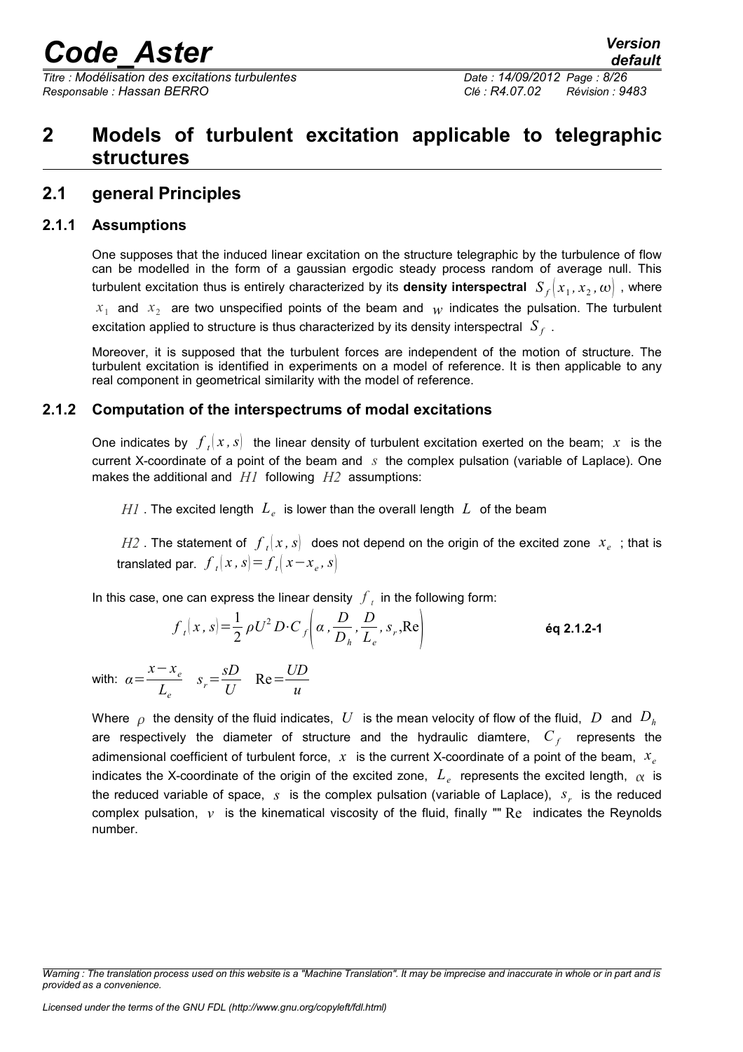# 2 Models of turbulent excitation applicable to telegraphic structures

## 2.1 general Principles

### 2.1.1 Assumptions

One supposes that the induced linear excitation on the structure telegraphic by the turbulence of flow can be modelled in the form of a gaussian ergodic steady process random of average null. This turbulent excitation thus is entirely characterized by its **density interspectral** $S_f(x_1, x_2, \omega)$ , where $x_1$ and $x_2$ are two unspecified points of the beam and $w$ indicates the pulsation. The turbulent excitation applied to structure is thus characterized by its density interspectral $S_f$ .

Moreover, it is supposed that the turbulent forces are independent of the motion of structure. The turbulent excitation is identified in experiments on a model of reference. It is then applicable to any real component in geometrical similarity with the model of reference.

### 2.1.2 Computation of the interspectrums of modal excitations

One indicates by $f_t(x, s)$ the linear density of turbulent excitation exerted on the beam; $x$ is the current X-coordinate of a point of the beam and $s$ the complex pulsation (variable of Laplace). One makes the additional and $H1$ following $H2$ assumptions:

$H1$ . The excited length $L_e$ is lower than the overall length $L$ of the beam

$H2$ . The statement of $f_t(x, s)$ does not depend on the origin of the excited zone $x_e$ ; that is translated par. $f_t(x, s) = f_t(x - x_e, s)$

In this case, one can express the linear density $f_t$ in the following form:

$$f_t(x, s) = \frac{1}{2}\rho U^2 D \cdot C_f\left(\alpha, \frac{D}{D_h}, \frac{D}{L_e}, s_r, \mathrm{Re}\right) \qquad \textbf{éq 2.1.2-1}$$

with: $\alpha = \dfrac{x - x_e}{L_e} \quad s_r = \dfrac{sD}{U} \quad \mathrm{Re} = \dfrac{UD}{u}$

Where $\rho$ the density of the fluid indicates, $U$ is the mean velocity of flow of the fluid, $D$ and $D_h$ are respectively the diameter of structure and the hydraulic diamtere, $C_f$ represents the adimensional coefficient of turbulent force, $x$ is the current X-coordinate of a point of the beam, $x_e$ indicates the X-coordinate of the origin of the excited zone, $L_e$ represents the excited length, $\alpha$ is the reduced variable of space, $s$ is the complex pulsation (variable of Laplace), $s_r$ is the reduced complex pulsation, $v$ is the kinematical viscosity of the fluid, finally "" $\mathrm{Re}$ indicates the Reynolds number.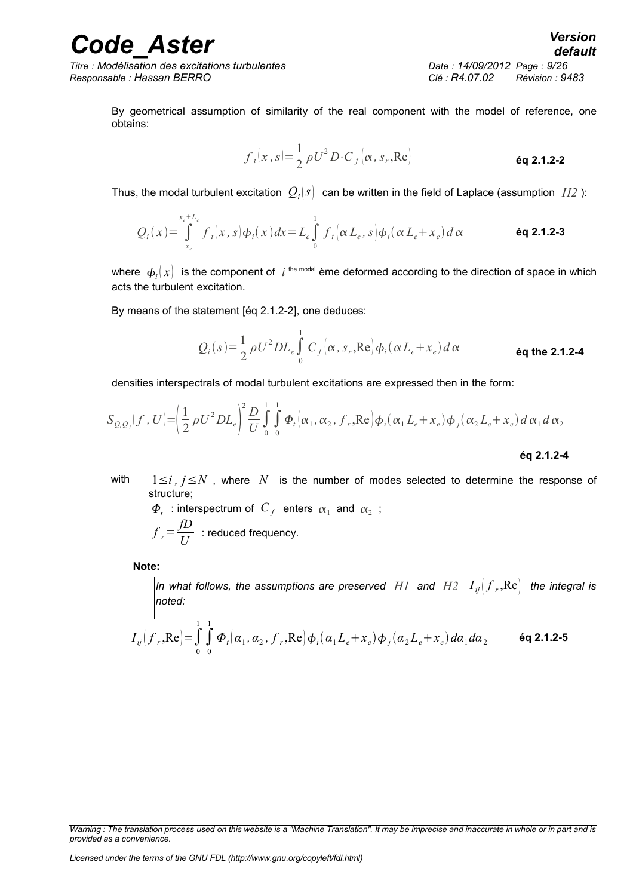By geometrical assumption of similarity of the real component with the model of reference, one obtains:

$$f_t(x, s) = \frac{1}{2}\rho U^2 D \cdot C_f(\alpha, s_r, \text{Re}) \qquad \textbf{éq 2.1.2-2}$$

Thus, the modal turbulent excitation $Q_i(s)$ can be written in the field of Laplace (assumption $H2$ ):

$$Q_i(x) = \int_{x_e}^{x_e+L_e} f_t(x, s)\phi_i(x)\,dx = L_e\int_0^1 f_t(\alpha L_e, s)\phi_i(\alpha L_e + x_e)\,d\alpha \qquad \textbf{éq 2.1.2-3}$$

where $\phi_i(x)$ is the component of $i$ the modal ème deformed according to the direction of space in which acts the turbulent excitation.

By means of the statement [éq 2.1.2-2], one deduces:

$$Q_i(s) = \frac{1}{2}\rho U^2 D L_e \int_0^1 C_f(\alpha, s_r, \text{Re})\phi_i(\alpha L_e + x_e)\,d\alpha \qquad \textbf{éq the 2.1.2-4}$$

densities interspectrals of modal turbulent excitations are expressed then in the form:

$$S_{Q_iQ_j}(f, U) = \left(\frac{1}{2}\rho U^2 D L_e\right)^2 \frac{D}{U}\int_0^1\int_0^1 \Phi_t(\alpha_1, \alpha_2, f_r, \text{Re})\phi_i(\alpha_1 L_e + x_e)\phi_j(\alpha_2 L_e + x_e)\,d\alpha_1\,d\alpha_2$$

**éq 2.1.2-4**

with $1 \le i, j \le N$ , where $N$ is the number of modes selected to determine the response of structure;

$\Phi_t$ : interspectrum of $C_f$ enters $\alpha_1$ and $\alpha_2$ ;

$f_r = \frac{fD}{U}$ : reduced frequency.

**Note:**

*In what follows, the assumptions are preserved $H1$ and $H2$ $I_{ij}(f_r, \text{Re})$ the integral is noted:*

$$I_{ij}(f_r, \text{Re}) = \int_0^1\int_0^1 \Phi_t(\alpha_1, \alpha_2, f_r, \text{Re})\phi_i(\alpha_1 L_e + x_e)\phi_j(\alpha_2 L_e + x_e)\,d\alpha_1 d\alpha_2 \qquad \textbf{éq 2.1.2-5}$$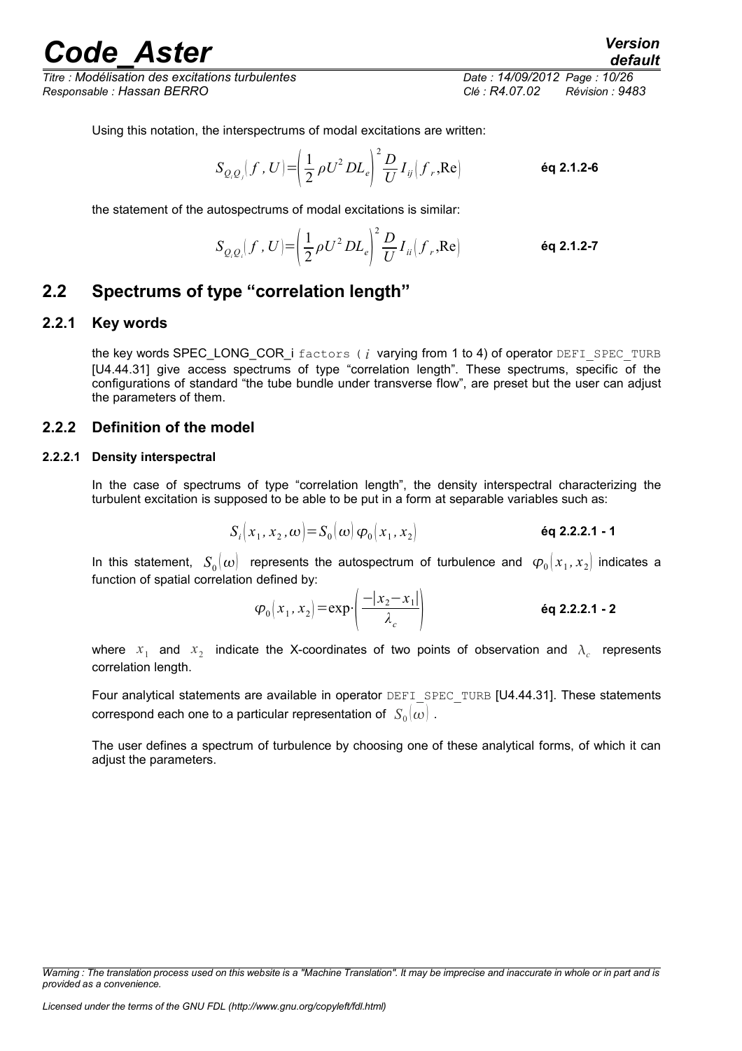Using this notation, the interspectrums of modal excitations are written:

$$S_{Q_i Q_j}(f, U) = \left(\frac{1}{2}\rho U^2 D L_e\right)^2 \frac{D}{U} I_{ij}(f_r, \mathrm{Re}) \qquad \textbf{éq 2.1.2-6}$$

the statement of the autospectrums of modal excitations is similar:

$$S_{Q_i Q_i}(f, U) = \left(\frac{1}{2}\rho U^2 D L_e\right)^2 \frac{D}{U} I_{ii}(f_r, \mathrm{Re}) \qquad \textbf{éq 2.1.2-7}$$

## 2.2 Spectrums of type "correlation length"

### 2.2.1 Key words

the key words SPEC_LONG_COR_i factors ( $i$ varying from 1 to 4) of operator DEFI_SPEC_TURB [U4.44.31] give access spectrums of type "correlation length". These spectrums, specific of the configurations of standard "the tube bundle under transverse flow", are preset but the user can adjust the parameters of them.

### 2.2.2 Definition of the model

#### 2.2.2.1 Density interspectral

In the case of spectrums of type "correlation length", the density interspectral characterizing the turbulent excitation is supposed to be able to be put in a form at separable variables such as:

$$S_i(x_1, x_2, \omega) = S_0(\omega)\,\varphi_0(x_1, x_2) \qquad \textbf{éq 2.2.2.1 - 1}$$

In this statement, $S_0(\omega)$ represents the autospectrum of turbulence and $\varphi_0(x_1, x_2)$ indicates a function of spatial correlation defined by:

$$\varphi_0(x_1, x_2) = \exp\cdot\left(\frac{-|x_2 - x_1|}{\lambda_c}\right) \qquad \textbf{éq 2.2.2.1 - 2}$$

where $x_1$ and $x_2$ indicate the X-coordinates of two points of observation and $\lambda_c$ represents correlation length.

Four analytical statements are available in operator DEFI_SPEC_TURB [U4.44.31]. These statements correspond each one to a particular representation of $S_0(\omega)$.

The user defines a spectrum of turbulence by choosing one of these analytical forms, of which it can adjust the parameters.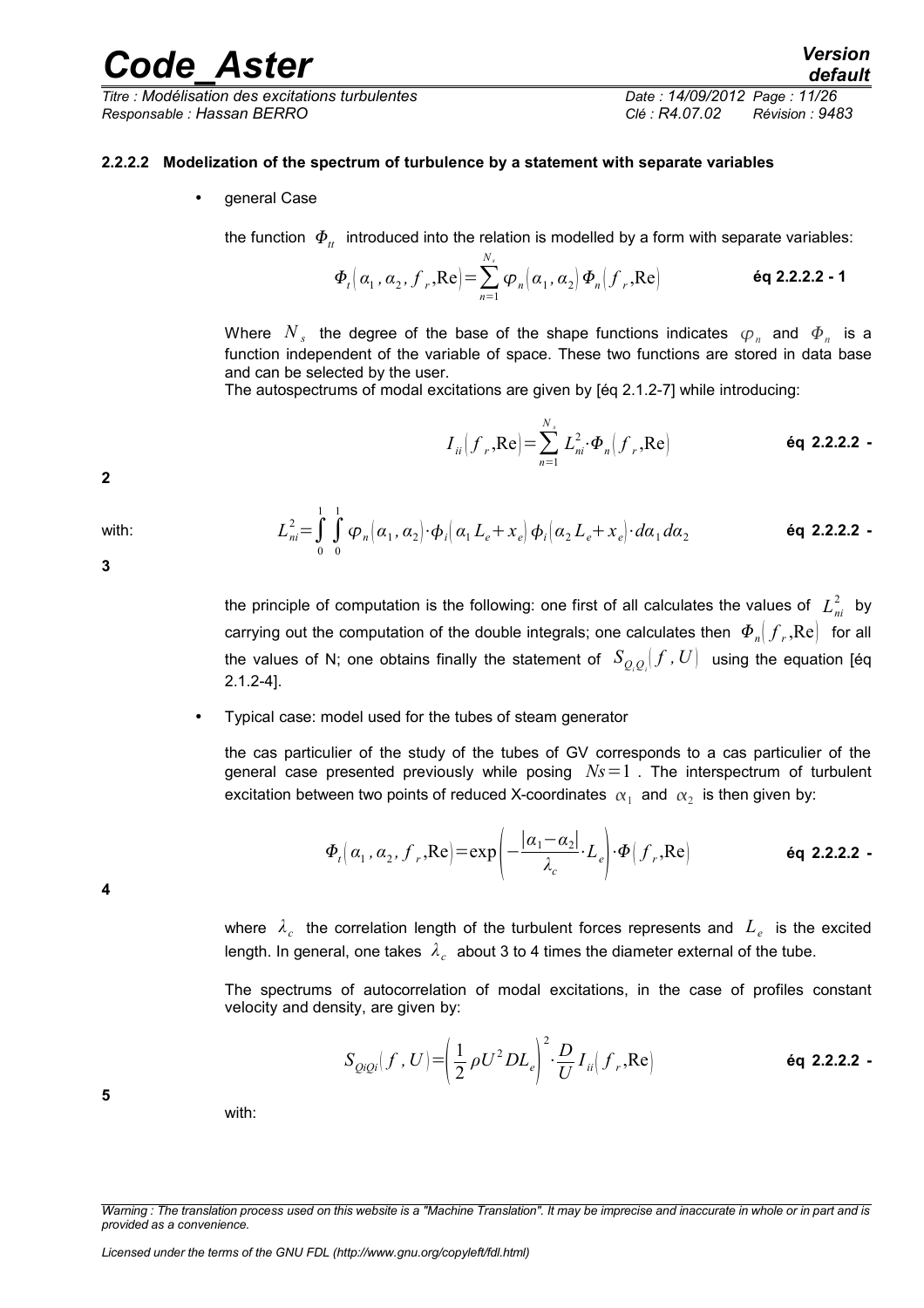#### 2.2.2.2 Modelization of the spectrum of turbulence by a statement with separate variables

- general Case

the function $\Phi_{tt}$ introduced into the relation is modelled by a form with separate variables:

$$\Phi_t(\alpha_1, \alpha_2, f_r, \mathrm{Re}) = \sum_{n=1}^{N_s} \varphi_n(\alpha_1, \alpha_2)\, \Phi_n(f_r, \mathrm{Re}) \qquad \textbf{éq 2.2.2.2 - 1}$$

Where $N_s$ the degree of the base of the shape functions indicates $\varphi_n$ and $\Phi_n$ is a function independent of the variable of space. These two functions are stored in data base and can be selected by the user.

The autospectrums of modal excitations are given by [éq 2.1.2-7] while introducing:

$$I_{ii}(f_r, \mathrm{Re}) = \sum_{n=1}^{N_s} L_{ni}^2 \cdot \Phi_n(f_r, \mathrm{Re}) \qquad \textbf{éq 2.2.2.2 - 2}$$

with:

$$L_{ni}^2 = \int_0^1 \int_0^1 \varphi_n(\alpha_1, \alpha_2) \cdot \phi_i(\alpha_1 L_e + x_e)\, \phi_i(\alpha_2 L_e + x_e) \cdot d\alpha_1 d\alpha_2 \qquad \textbf{éq 2.2.2.2 - 3}$$

the principle of computation is the following: one first of all calculates the values of $L_{ni}^2$ by carrying out the computation of the double integrals; one calculates then $\Phi_n(f_r, \mathrm{Re})$ for all the values of N; one obtains finally the statement of $S_{Q_i Q_i}(f, U)$ using the equation [éq 2.1.2-4].

- Typical case: model used for the tubes of steam generator

the cas particulier of the study of the tubes of GV corresponds to a cas particulier of the general case presented previously while posing $Ns=1$. The interspectrum of turbulent excitation between two points of reduced X-coordinates $\alpha_1$ and $\alpha_2$ is then given by:

$$\Phi_t(\alpha_1, \alpha_2, f_r, \mathrm{Re}) = \exp\left(-\frac{|\alpha_1 - \alpha_2|}{\lambda_c} \cdot L_e\right) \cdot \Phi(f_r, \mathrm{Re}) \qquad \textbf{éq 2.2.2.2 - 4}$$

where $\lambda_c$ the correlation length of the turbulent forces represents and $L_e$ is the excited length. In general, one takes $\lambda_c$ about 3 to 4 times the diameter external of the tube.

The spectrums of autocorrelation of modal excitations, in the case of profiles constant velocity and density, are given by:

$$S_{QiQi}(f, U) = \left(\frac{1}{2} \rho U^2 D L_e\right)^2 \cdot \frac{D}{U} I_{ii}(f_r, \mathrm{Re}) \qquad \textbf{éq 2.2.2.2 - 5}$$

with: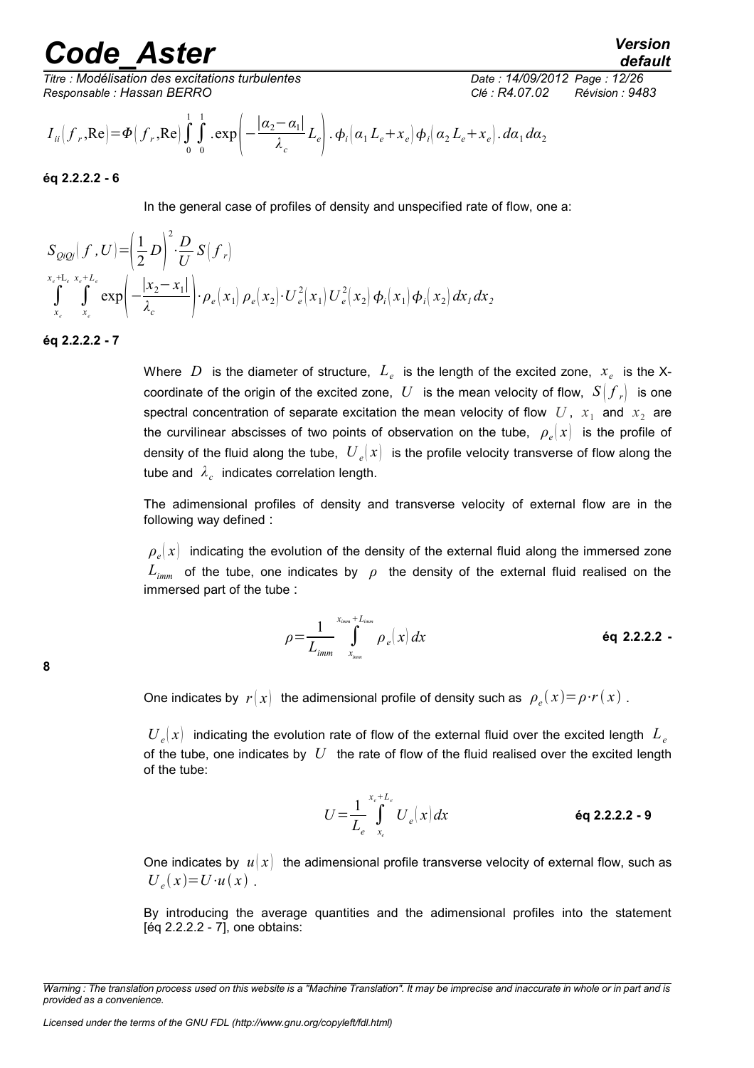$$I_{ii}(f_r, \text{Re}) = \Phi(f_r, \text{Re}) \int_0^1 \int_0^1 .\exp\left(-\frac{|\alpha_2 - \alpha_1|}{\lambda_c} L_e\right) . \phi_i(\alpha_1 L_e + x_e) \phi_i(\alpha_2 L_e + x_e) . d\alpha_1 d\alpha_2$$

**éq 2.2.2.2 - 6**

In the general case of profiles of density and unspecified rate of flow, one a:

$$S_{QiQj}(f, U) = \left(\frac{1}{2} D\right)^2 \cdot \frac{D}{U} S(f_r)$$
$$\int_{x_e}^{x_e + L_e} \int_{x_e}^{x_e + L_e} \exp\left(-\frac{|x_2 - x_1|}{\lambda_c}\right) \cdot \rho_e(x_1) \rho_e(x_2) \cdot U_e^2(x_1) U_e^2(x_2) \phi_i(x_1) \phi_i(x_2) dx_1 dx_2$$

**éq 2.2.2.2 - 7**

Where $D$ is the diameter of structure, $L_e$ is the length of the excited zone, $x_e$ is the X-coordinate of the origin of the excited zone, $U$ is the mean velocity of flow, $S(f_r)$ is one spectral concentration of separate excitation the mean velocity of flow $U$, $x_1$ and $x_2$ are the curvilinear abscisses of two points of observation on the tube, $\rho_e(x)$ is the profile of density of the fluid along the tube, $U_e(x)$ is the profile velocity transverse of flow along the tube and $\lambda_c$ indicates correlation length.

The adimensional profiles of density and transverse velocity of external flow are in the following way defined :

$\rho_e(x)$ indicating the evolution of the density of the external fluid along the immersed zone $L_{imm}$ of the tube, one indicates by $\rho$ the density of the external fluid realised on the immersed part of the tube :

$$\rho = \frac{1}{L_{imm}} \int_{x_{imm}}^{x_{imm} + L_{imm}} \rho_e(x) dx \qquad \textbf{éq 2.2.2.2 - 8}$$

One indicates by $r(x)$ the adimensional profile of density such as $\rho_e(x) = \rho \cdot r(x)$.

$U_e(x)$ indicating the evolution rate of flow of the external fluid over the excited length $L_e$ of the tube, one indicates by $U$ the rate of flow of the fluid realised over the excited length of the tube:

$$U = \frac{1}{L_e} \int_{x_e}^{x_e + L_e} U_e(x) dx \qquad \textbf{éq 2.2.2.2 - 9}$$

One indicates by $u(x)$ the adimensional profile transverse velocity of external flow, such as $U_e(x) = U \cdot u(x)$.

By introducing the average quantities and the adimensional profiles into the statement [éq 2.2.2.2 - 7], one obtains: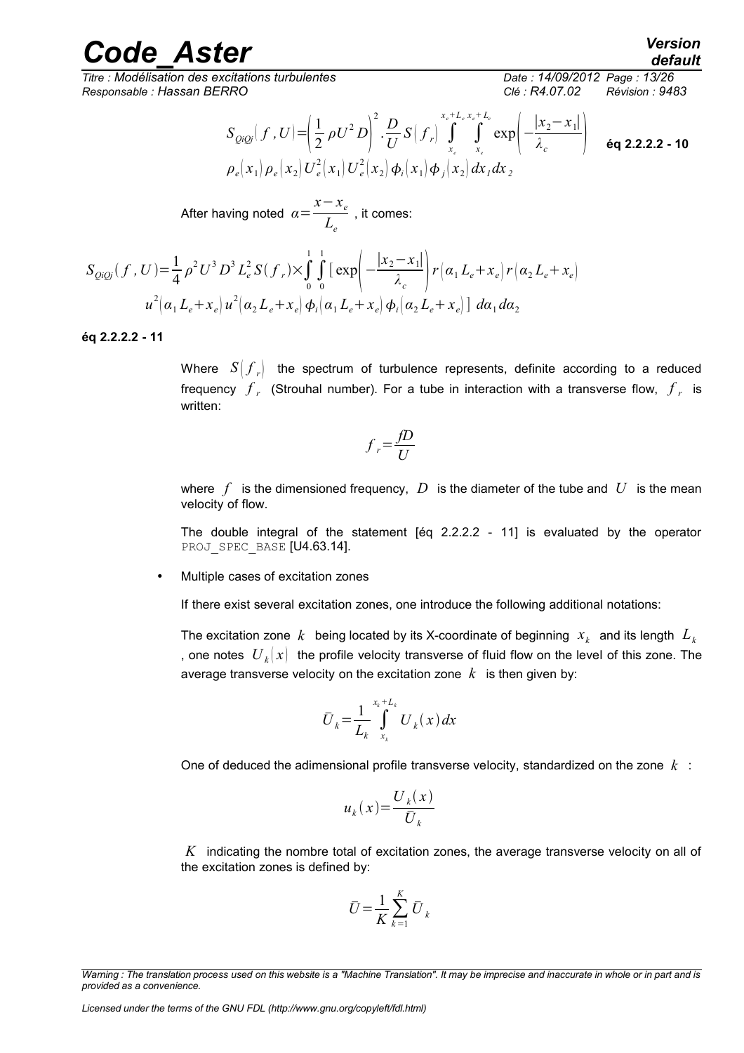$$S_{QiQj}(f,U)=\left(\frac{1}{2}\rho U^2 D\right)^2 \cdot \frac{D}{U} S(f_r) \int_{x_e}^{x_e+L_e} \int_{x_e}^{x_e+L_e} \exp\left(-\frac{|x_2-x_1|}{\lambda_c}\right) \rho_e(x_1)\rho_e(x_2) U_e^2(x_1) U_e^2(x_2) \phi_i(x_1)\phi_j(x_2) dx_1 dx_2 \quad \textbf{éq 2.2.2.2 - 10}$$

After having noted $\alpha=\frac{x-x_e}{L_e}$ , it comes:

$$S_{QiQj}(f,U)=\frac{1}{4}\rho^2 U^3 D^3 L_e^2 S(f_r)\times\int_0^1\int_0^1 [\exp\left(-\frac{|x_2-x_1|}{\lambda_c}\right) r(\alpha_1 L_e+x_e) r(\alpha_2 L_e+x_e) u^2(\alpha_1 L_e+x_e) u^2(\alpha_2 L_e+x_e) \phi_i(\alpha_1 L_e+x_e) \phi_i(\alpha_2 L_e+x_e)]\ d\alpha_1 d\alpha_2$$

**éq 2.2.2.2 - 11**

Where $S(f_r)$ the spectrum of turbulence represents, definite according to a reduced frequency $f_r$ (Strouhal number). For a tube in interaction with a transverse flow, $f_r$ is written:

$$f_r=\frac{fD}{U}$$

where $f$ is the dimensioned frequency, $D$ is the diameter of the tube and $U$ is the mean velocity of flow.

The double integral of the statement [éq 2.2.2.2 - 11] is evaluated by the operator PROJ_SPEC_BASE [U4.63.14].

- Multiple cases of excitation zones

If there exist several excitation zones, one introduce the following additional notations:

The excitation zone $k$ being located by its X-coordinate of beginning $x_k$ and its length $L_k$ , one notes $U_k(x)$ the profile velocity transverse of fluid flow on the level of this zone. The average transverse velocity on the excitation zone $k$ is then given by:

$$\bar{U}_k=\frac{1}{L_k}\int_{x_k}^{x_k+L_k} U_k(x)dx$$

One of deduced the adimensional profile transverse velocity, standardized on the zone $k$ :

$$u_k(x)=\frac{U_k(x)}{\bar{U}_k}$$

$K$ indicating the nombre total of excitation zones, the average transverse velocity on all of the excitation zones is defined by:

$$\bar{U}=\frac{1}{K}\sum_{k=1}^{K}\bar{U}_k$$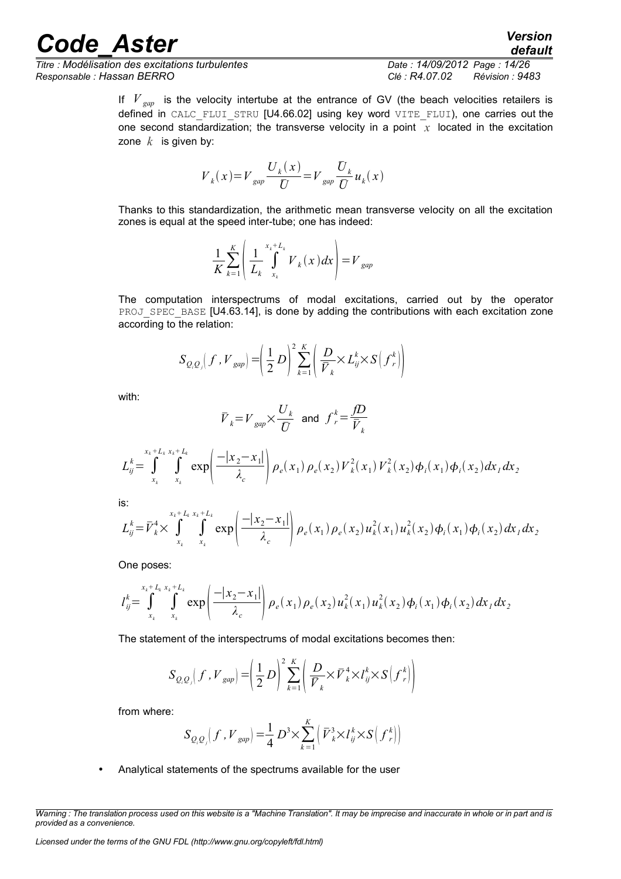If $V_{gap}$ is the velocity intertube at the entrance of GV (the beach velocities retailers is defined in CALC_FLUI_STRU [U4.66.02] using key word VITE_FLUI), one carries out the one second standardization; the transverse velocity in a point $x$ located in the excitation zone $k$ is given by:

$$V_k(x) = V_{gap} \frac{U_k(x)}{\bar{U}} = V_{gap} \frac{\bar{U}_k}{\bar{U}} u_k(x)$$

Thanks to this standardization, the arithmetic mean transverse velocity on all the excitation zones is equal at the speed inter-tube; one has indeed:

$$\frac{1}{K} \sum_{k=1}^{K} \left( \frac{1}{L_k} \int_{x_k}^{x_k+L_k} V_k(x) dx \right) = V_{gap}$$

The computation interspectrums of modal excitations, carried out by the operator PROJ_SPEC_BASE [U4.63.14], is done by adding the contributions with each excitation zone according to the relation:

$$S_{Q_i Q_j}(f, V_{gap}) = \left( \frac{1}{2} D \right)^2 \sum_{k=1}^{K} \left( \frac{D}{\bar{V}_k} \times L_{ij}^k \times S\left(f_r^k\right) \right)$$

with:

$$\bar{V}_k = V_{gap} \times \frac{U_k}{\bar{U}} \text{ and } f_r^k = \frac{fD}{\bar{V}_k}$$

$$L_{ij}^k = \int_{x_k}^{x_k+L_k} \int_{x_k}^{x_k+L_k} \exp\left( \frac{-|x_2 - x_1|}{\lambda_c} \right) \rho_e(x_1) \rho_e(x_2) V_k^2(x_1) V_k^2(x_2) \phi_i(x_1) \phi_i(x_2) dx_1 dx_2$$

is:

$$L_{ij}^k = \bar{V}_k^4 \times \int_{x_k}^{x_k+L_k} \int_{x_k}^{x_k+L_k} \exp\left( \frac{-|x_2 - x_1|}{\lambda_c} \right) \rho_e(x_1) \rho_e(x_2) u_k^2(x_1) u_k^2(x_2) \phi_i(x_1) \phi_i(x_2) dx_1 dx_2$$

One poses:

$$l_{ij}^k = \int_{x_k}^{x_k+L_k} \int_{x_k}^{x_k+L_k} \exp\left( \frac{-|x_2 - x_1|}{\lambda_c} \right) \rho_e(x_1) \rho_e(x_2) u_k^2(x_1) u_k^2(x_2) \phi_i(x_1) \phi_i(x_2) dx_1 dx_2$$

The statement of the interspectrums of modal excitations becomes then:

$$S_{Q_i Q_j}(f, V_{gap}) = \left( \frac{1}{2} D \right)^2 \sum_{k=1}^{K} \left( \frac{D}{\bar{V}_k} \times \bar{V}_k^4 \times l_{ij}^k \times S\left(f_r^k\right) \right)$$

from where:

$$S_{Q_i Q_j}(f, V_{gap}) = \frac{1}{4} D^3 \times \sum_{k=1}^{K} \left( \bar{V}_k^3 \times l_{ij}^k \times S\left(f_r^k\right) \right)$$

- Analytical statements of the spectrums available for the user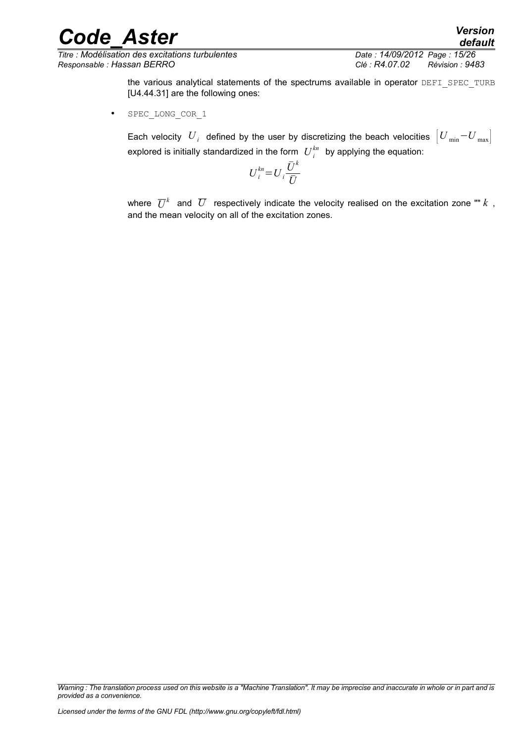the various analytical statements of the spectrums available in operator DEFI_SPEC_TURB [U4.44.31] are the following ones:

- SPEC_LONG_COR_1

  Each velocity $U_i$ defined by the user by discretizing the beach velocities $\left[U_{\min}-U_{\max}\right]$ explored is initially standardized in the form $U_i^{kn}$ by applying the equation:

  $$U_i^{kn}=U_i\frac{\bar{U}^k}{\bar{U}}$$

  where $\overline{U}^k$ and $\overline{U}$ respectively indicate the velocity realised on the excitation zone "" $k$ , and the mean velocity on all of the excitation zones.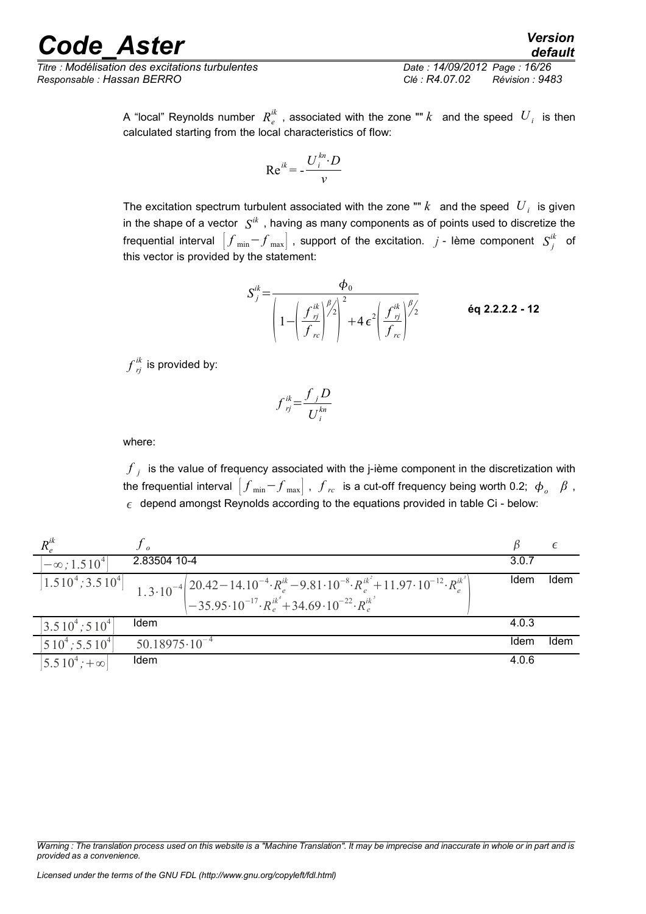A "local" Reynolds number $R_e^{ik}$, associated with the zone "" $k$ and the speed $U_i$ is then calculated starting from the local characteristics of flow:

$$\mathrm{Re}^{ik} = \frac{U_i^{kn} \cdot D}{v}$$

The excitation spectrum turbulent associated with the zone "" $k$ and the speed $U_i$ is given in the shape of a vector $S^{ik}$, having as many components as of points used to discretize the frequential interval $[f_{\min} - f_{\max}]$, support of the excitation. $j$ - lème component $S_j^{ik}$ of this vector is provided by the statement:

$$S_j^{ik} = \frac{\phi_0}{\left(1 - \left(\frac{f_{rj}^{ik}}{f_{rc}}\right)^{\beta/2}\right)^2 + 4\epsilon^2 \left(\frac{f_{rj}^{ik}}{f_{rc}}\right)^{\beta/2}} \qquad \textbf{éq 2.2.2.2 - 12}$$

$f_{rj}^{ik}$ is provided by:

$$f_{rj}^{ik} = \frac{f_j D}{U_i^{kn}}$$

where:

$f_j$ is the value of frequency associated with the j-ième component in the discretization with the frequential interval $[f_{\min} - f_{\max}]$, $f_{rc}$ is a cut-off frequency being worth 0.2; $\phi_o$ $\beta$, $\epsilon$ depend amongst Reynolds according to the equations provided in table Ci - below:

| $R_e^{ik}$ | $f_o$ | $\beta$ | $\epsilon$ |
|---|---|---|---|
| $]-\infty; 1.5 10^4]$ | 2.83504 10-4 | 3.0.7 | |
| $]1.5 10^4; 3.5 10^4]$ | $1.3 \cdot 10^{-4}\left(\begin{array}{l}20.42 - 14.10^{-4} \cdot R_e^{ik} - 9.81 \cdot 10^{-8} \cdot R_e^{ik^2} + 11.97 \cdot 10^{-12} \cdot R_e^{ik^3} \\ -35.95 \cdot 10^{-17} \cdot R_e^{ik^4} + 34.69 \cdot 10^{-22} \cdot R_e^{ik^5}\end{array}\right)$ | Idem | Idem |
| $]3.5 10^4; 5 10^4]$ | Idem | 4.0.3 | |
| $]5 10^4; 5.5 10^4]$ | $50.18975 \cdot 10^{-4}$ | Idem | Idem |
| $]5.5 10^4; +\infty]$ | Idem | 4.0.6 | |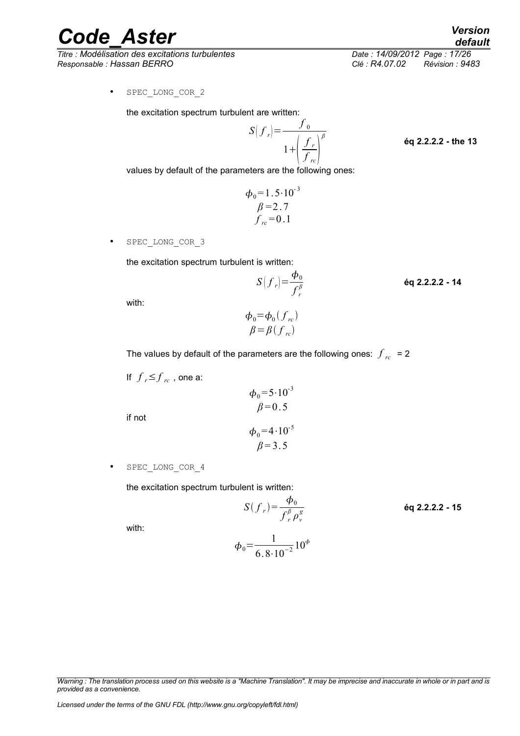- SPEC_LONG_COR_2

  the excitation spectrum turbulent are written:

$$S(f_r)=\frac{f_0}{1+\left(\frac{f_r}{f_{rc}}\right)^{\beta}} \qquad \textbf{éq 2.2.2.2 - the 13}$$

  values by default of the parameters are the following ones:

$$\phi_0=1.5\cdot 10^{-3}$$
$$\beta=2.7$$
$$f_{rc}=0.1$$

- SPEC_LONG_COR_3

  the excitation spectrum turbulent is written:

$$S(f_r)=\frac{\phi_0}{f_r^{\beta}} \qquad \textbf{éq 2.2.2.2 - 14}$$

  with:

$$\phi_0=\phi_0(f_{rc})$$
$$\beta=\beta(f_{rc})$$

  The values by default of the parameters are the following ones: $f_{rc}$ = 2

  If $f_r \leq f_{rc}$ , one a:

$$\phi_0=5\cdot 10^{-3}$$
$$\beta=0.5$$

  if not

$$\phi_0=4\cdot 10^{-5}$$
$$\beta=3.5$$

- SPEC_LONG_COR_4

  the excitation spectrum turbulent is written:

$$S(f_r)=\frac{\phi_0}{f_r^{\beta}\rho_v^{g}} \qquad \textbf{éq 2.2.2.2 - 15}$$

  with:

$$\phi_0=\frac{1}{6.8\cdot 10^{-2}}10^{\phi}$$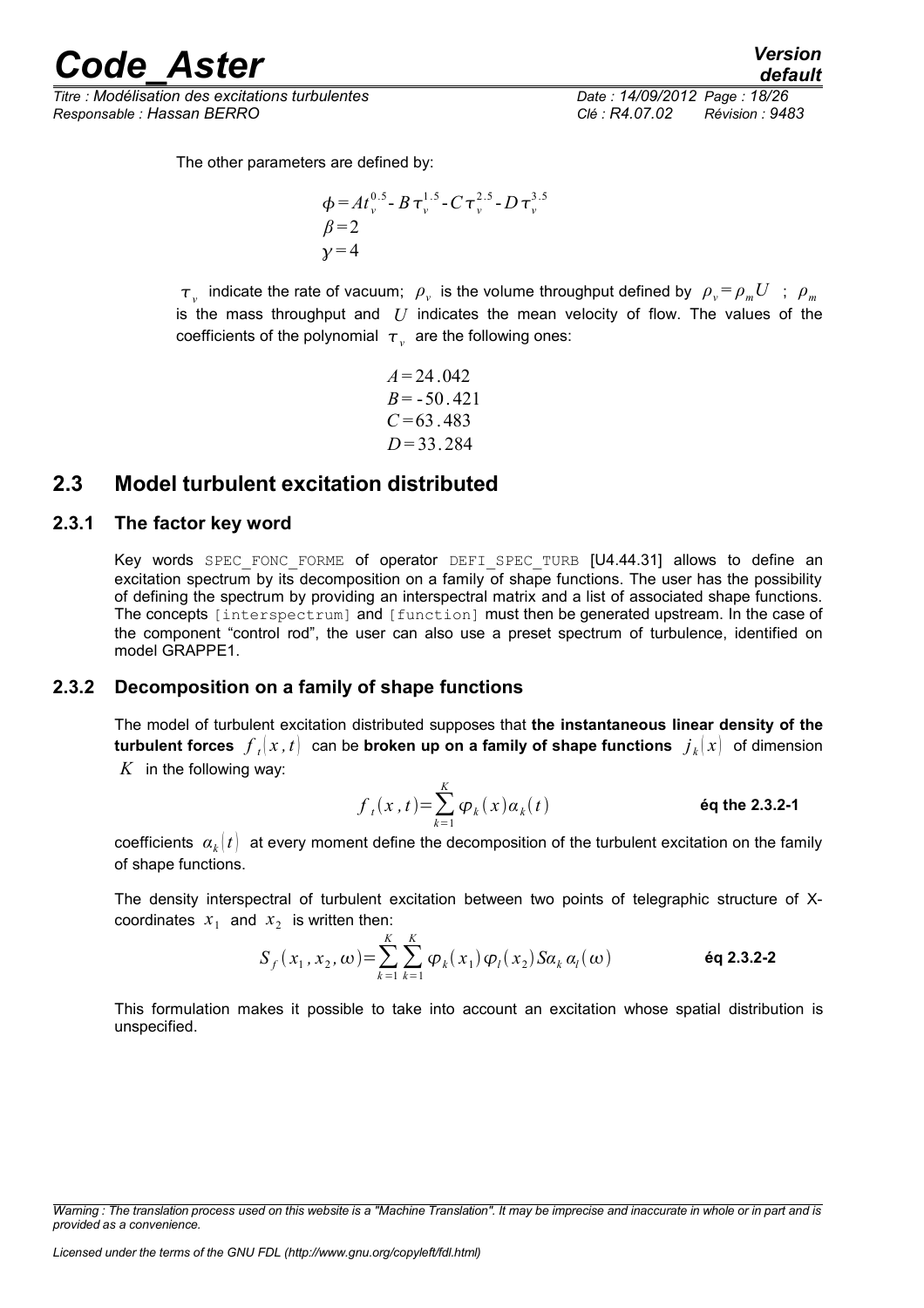The other parameters are defined by:

$$\phi = At_v^{0.5} - B\tau_v^{1.5} - C\tau_v^{2.5} - D\tau_v^{3.5}$$
$$\beta = 2$$
$$\gamma = 4$$

$\tau_v$ indicate the rate of vacuum; $\rho_v$ is the volume throughput defined by $\rho_v = \rho_m U$ ; $\rho_m$ is the mass throughput and $U$ indicates the mean velocity of flow. The values of the coefficients of the polynomial $\tau_v$ are the following ones:

$$A = 24.042$$
$$B = -50.421$$
$$C = 63.483$$
$$D = 33.284$$

## 2.3 Model turbulent excitation distributed

### 2.3.1 The factor key word

Key words SPEC_FONC_FORME of operator DEFI_SPEC_TURB [U4.44.31] allows to define an excitation spectrum by its decomposition on a family of shape functions. The user has the possibility of defining the spectrum by providing an interspectral matrix and a list of associated shape functions. The concepts [interspectrum] and [function] must then be generated upstream. In the case of the component "control rod", the user can also use a preset spectrum of turbulence, identified on model GRAPPE1.

### 2.3.2 Decomposition on a family of shape functions

The model of turbulent excitation distributed supposes that **the instantaneous linear density of the turbulent forces** $f_t(x,t)$ **can be broken up on a family of shape functions** $j_k(x)$ of dimension $K$ in the following way:

$$f_t(x,t) = \sum_{k=1}^{K} \varphi_k(x) \alpha_k(t) \qquad \textbf{éq the 2.3.2-1}$$

coefficients $\alpha_k(t)$ at every moment define the decomposition of the turbulent excitation on the family of shape functions.

The density interspectral of turbulent excitation between two points of telegraphic structure of X-coordinates $x_1$ and $x_2$ is written then:

$$S_f(x_1, x_2, \omega) = \sum_{k=1}^{K} \sum_{k=1}^{K} \varphi_k(x_1) \varphi_l(x_2) S\alpha_k \alpha_l(\omega) \qquad \textbf{éq 2.3.2-2}$$

This formulation makes it possible to take into account an excitation whose spatial distribution is unspecified.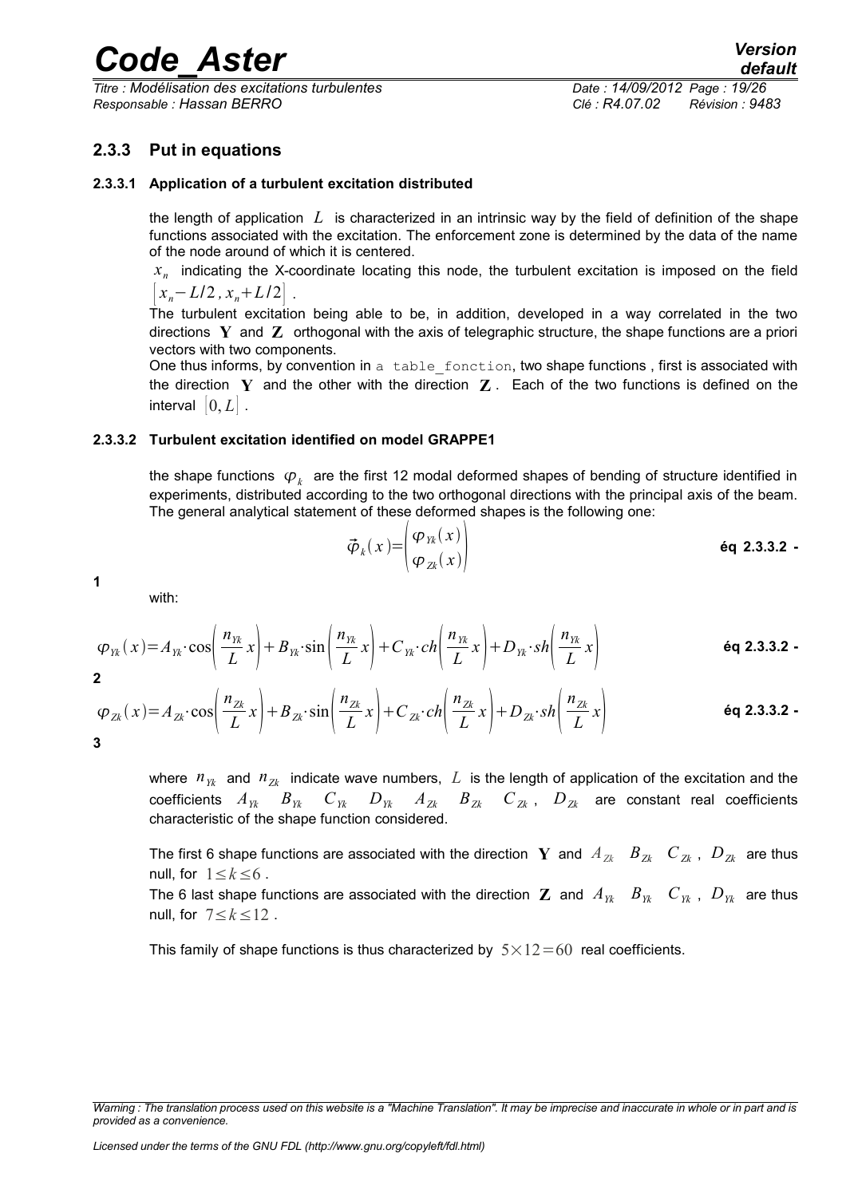### 2.3.3 Put in equations

#### 2.3.3.1 Application of a turbulent excitation distributed

the length of application $L$ is characterized in an intrinsic way by the field of definition of the shape functions associated with the excitation. The enforcement zone is determined by the data of the name of the node around of which it is centered.

$x_n$ indicating the X-coordinate locating this node, the turbulent excitation is imposed on the field $\left[x_n - L/2, x_n + L/2\right]$.

The turbulent excitation being able to be, in addition, developed in a way correlated in the two directions $\mathbf{Y}$ and $\mathbf{Z}$ orthogonal with the axis of telegraphic structure, the shape functions are a priori vectors with two components.

One thus informs, by convention in `a table_fonction`, two shape functions , first is associated with the direction $\mathbf{Y}$ and the other with the direction $\mathbf{Z}$. Each of the two functions is defined on the interval $[0, L]$.

#### 2.3.3.2 Turbulent excitation identified on model GRAPPE1

the shape functions $\varphi_k$ are the first 12 modal deformed shapes of bending of structure identified in experiments, distributed according to the two orthogonal directions with the principal axis of the beam. The general analytical statement of these deformed shapes is the following one:

$$\vec{\varphi}_k(x) = \begin{pmatrix} \varphi_{Yk}(x) \\ \varphi_{Zk}(x) \end{pmatrix} \quad \text{éq 2.3.3.2 - 1}$$

with:

$$\varphi_{Yk}(x) = A_{Yk} \cdot \cos\left(\frac{n_{Yk}}{L}x\right) + B_{Yk} \cdot \sin\left(\frac{n_{Yk}}{L}x\right) + C_{Yk} \cdot ch\left(\frac{n_{Yk}}{L}x\right) + D_{Yk} \cdot sh\left(\frac{n_{Yk}}{L}x\right) \quad \text{éq 2.3.3.2 - 2}$$

$$\varphi_{Zk}(x) = A_{Zk} \cdot \cos\left(\frac{n_{Zk}}{L}x\right) + B_{Zk} \cdot \sin\left(\frac{n_{Zk}}{L}x\right) + C_{Zk} \cdot ch\left(\frac{n_{Zk}}{L}x\right) + D_{Zk} \cdot sh\left(\frac{n_{Zk}}{L}x\right) \quad \text{éq 2.3.3.2 - 3}$$

where $n_{Yk}$ and $n_{Zk}$ indicate wave numbers, $L$ is the length of application of the excitation and the coefficients $A_{Yk}$ $B_{Yk}$ $C_{Yk}$ $D_{Yk}$ $A_{Zk}$ $B_{Zk}$ $C_{Zk}$, $D_{Zk}$ are constant real coefficients characteristic of the shape function considered.

The first 6 shape functions are associated with the direction $\mathbf{Y}$ and $A_{Zk}$ $B_{Zk}$ $C_{Zk}$, $D_{Zk}$ are thus null, for $1 \le k \le 6$.

The 6 last shape functions are associated with the direction $\mathbf{Z}$ and $A_{Yk}$ $B_{Yk}$ $C_{Yk}$, $D_{Yk}$ are thus null, for $7 \le k \le 12$.

This family of shape functions is thus characterized by $5 \times 12 = 60$ real coefficients.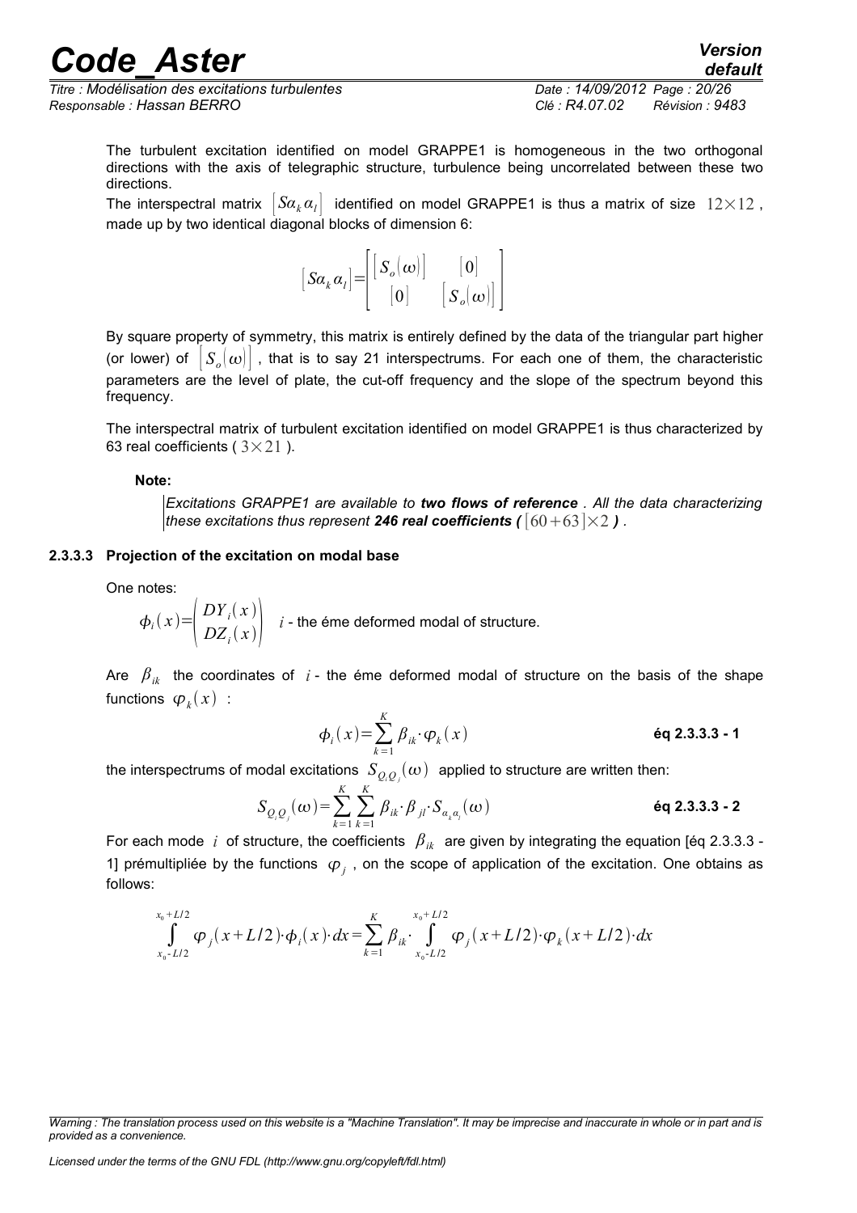The turbulent excitation identified on model GRAPPE1 is homogeneous in the two orthogonal directions with the axis of telegraphic structure, turbulence being uncorrelated between these two directions.

The interspectral matrix $\left[S\alpha_k \alpha_l\right]$ identified on model GRAPPE1 is thus a matrix of size $12\times12$, made up by two identical diagonal blocks of dimension 6:

$$\left[S\alpha_k \alpha_l\right]=\begin{bmatrix}\left[S_o(\omega)\right] & [0]\\ [0] & \left[S_o(\omega)\right]\end{bmatrix}$$

By square property of symmetry, this matrix is entirely defined by the data of the triangular part higher (or lower) of $\left[S_o(\omega)\right]$, that is to say 21 interspectrums. For each one of them, the characteristic parameters are the level of plate, the cut-off frequency and the slope of the spectrum beyond this frequency.

The interspectral matrix of turbulent excitation identified on model GRAPPE1 is thus characterized by 63 real coefficients ( $3\times21$ ).

**Note:**

> *Excitations GRAPPE1 are available to* ***two flows of reference*** *. All the data characterizing these excitations thus represent* ***246 real coefficients (*** $[60+63]\times2$ ***)*** .

#### 2.3.3.3 Projection of the excitation on modal base

One notes:

$\phi_i(x)=\begin{pmatrix}DY_i(x)\\ DZ_i(x)\end{pmatrix}$ $i$ - the éme deformed modal of structure.

Are $\beta_{ik}$ the coordinates of $i$ - the éme deformed modal of structure on the basis of the shape functions $\varphi_k(x)$ :

$$\phi_i(x)=\sum_{k=1}^{K}\beta_{ik}\cdot\varphi_k(x) \qquad \textbf{éq 2.3.3.3 - 1}$$

the interspectrums of modal excitations $S_{Q_iQ_j}(\omega)$ applied to structure are written then:

$$S_{Q_iQ_j}(\omega)=\sum_{k=1}^{K}\sum_{k=1}^{K}\beta_{ik}\cdot\beta_{jl}\cdot S_{\alpha_k\alpha_l}(\omega) \qquad \textbf{éq 2.3.3.3 - 2}$$

For each mode $i$ of structure, the coefficients $\beta_{ik}$ are given by integrating the equation [éq 2.3.3.3 - 1] prémultipliée by the functions $\varphi_j$ , on the scope of application of the excitation. One obtains as follows:

$$\int_{x_0-L/2}^{x_0+L/2}\varphi_j(x+L/2)\cdot\phi_i(x)\cdot dx=\sum_{k=1}^{K}\beta_{ik}\cdot\int_{x_0-L/2}^{x_0+L/2}\varphi_j(x+L/2)\cdot\varphi_k(x+L/2)\cdot dx$$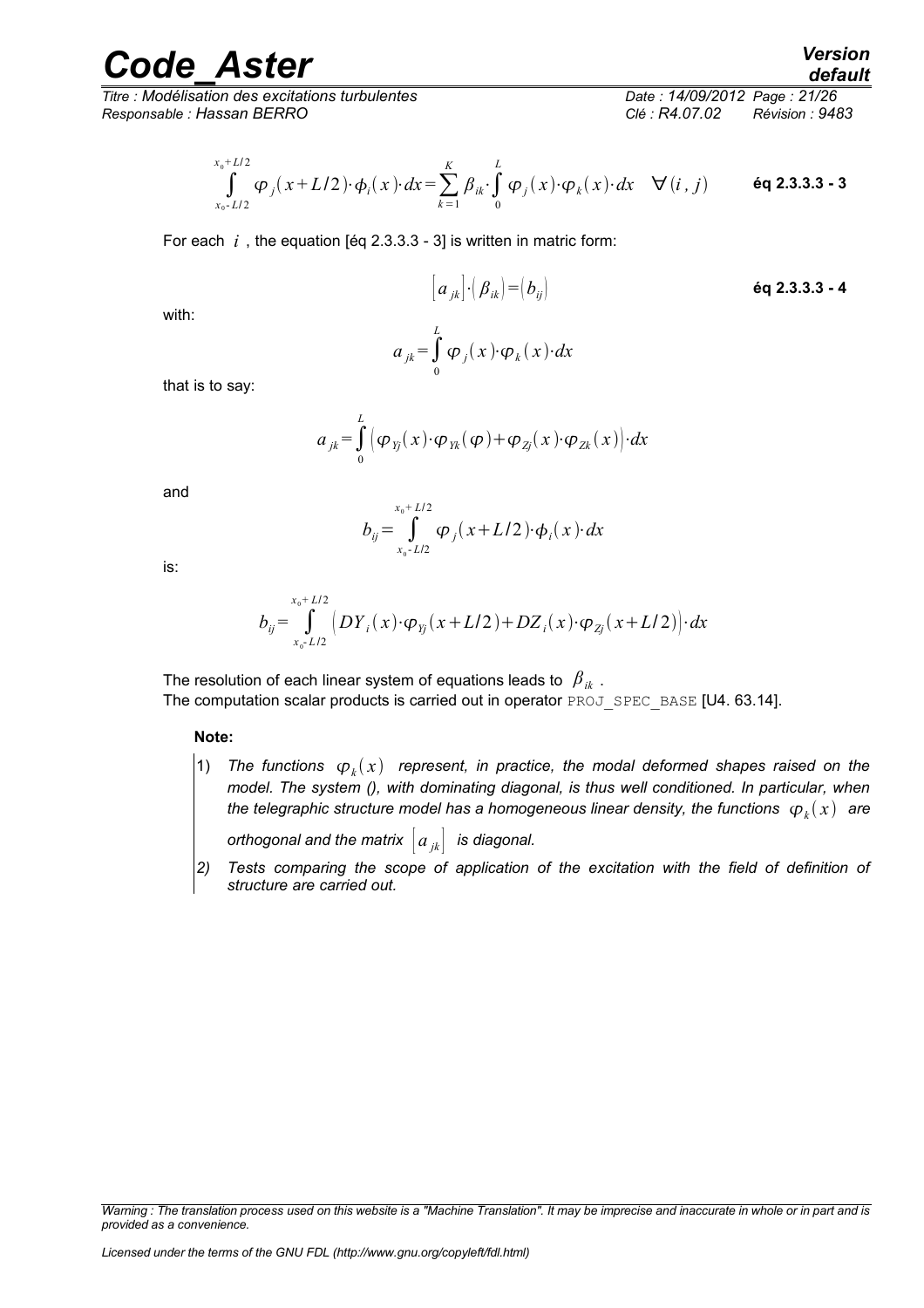$$\int_{x_0-L/2}^{x_0+L/2} \varphi_j(x+L/2)\cdot\phi_i(x)\cdot dx = \sum_{k=1}^{K} \beta_{ik}\cdot\int_0^L \varphi_j(x)\cdot\varphi_k(x)\cdot dx \quad \forall(i,j) \qquad \textbf{éq 2.3.3.3 - 3}$$

For each $i$, the equation [éq 2.3.3.3 - 3] is written in matric form:

$$\left[a_{jk}\right]\cdot\left(\beta_{ik}\right)=\left(b_{ij}\right) \qquad \textbf{éq 2.3.3.3 - 4}$$

with:

$$a_{jk}=\int_0^L \varphi_j(x)\cdot\varphi_k(x)\cdot dx$$

that is to say:

$$a_{jk}=\int_0^L \left(\varphi_{Yj}(x)\cdot\varphi_{Yk}(\varphi)+\varphi_{Zj}(x)\cdot\varphi_{Zk}(x)\right)\cdot dx$$

and

$$b_{ij}=\int_{x_0-L/2}^{x_0+L/2} \varphi_j(x+L/2)\cdot\phi_i(x)\cdot dx$$

is:

$$b_{ij}=\int_{x_0-L/2}^{x_0+L/2} \left(DY_i(x)\cdot\varphi_{Yj}(x+L/2)+DZ_i(x)\cdot\varphi_{Zj}(x+L/2)\right)\cdot dx$$

The resolution of each linear system of equations leads to $\beta_{ik}$.
The computation scalar products is carried out in operator PROJ_SPEC_BASE [U4. 63.14].

**Note:**

1) *The functions $\varphi_k(x)$ represent, in practice, the modal deformed shapes raised on the model. The system (), with dominating diagonal, is thus well conditioned. In particular, when the telegraphic structure model has a homogeneous linear density, the functions $\varphi_k(x)$ are orthogonal and the matrix $\left[a_{jk}\right]$ is diagonal.*
2) *Tests comparing the scope of application of the excitation with the field of definition of structure are carried out.*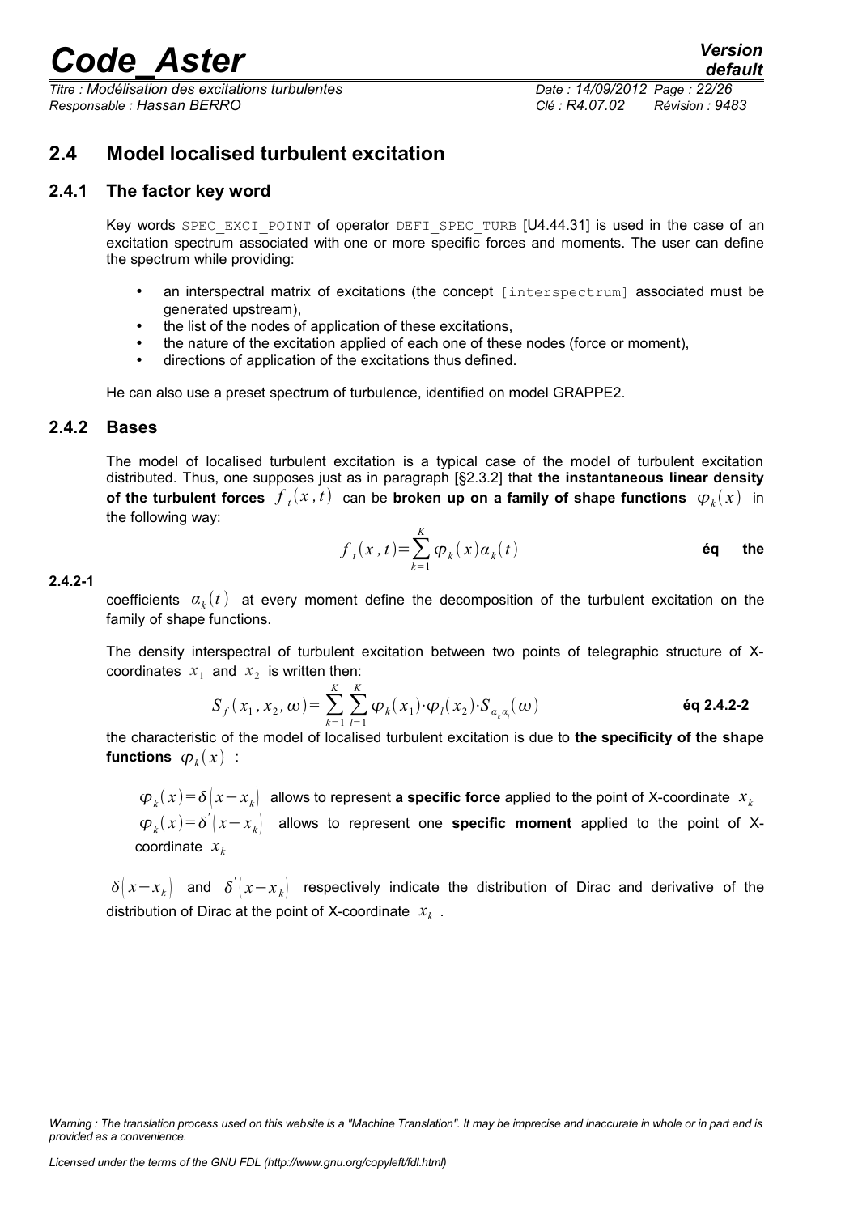## 2.4 Model localised turbulent excitation

### 2.4.1 The factor key word

Key words SPEC_EXCI_POINT of operator DEFI_SPEC_TURB [U4.44.31] is used in the case of an excitation spectrum associated with one or more specific forces and moments. The user can define the spectrum while providing:

- an interspectral matrix of excitations (the concept [interspectrum] associated must be generated upstream),
- the list of the nodes of application of these excitations,
- the nature of the excitation applied of each one of these nodes (force or moment),
- directions of application of the excitations thus defined.

He can also use a preset spectrum of turbulence, identified on model GRAPPE2.

### 2.4.2 Bases

The model of localised turbulent excitation is a typical case of the model of turbulent excitation distributed. Thus, one supposes just as in paragraph [§2.3.2] that **the instantaneous linear density of the turbulent forces** $f_t(x,t)$ can be **broken up on a family of shape functions** $\varphi_k(x)$ in the following way:

$$f_t(x,t)=\sum_{k=1}^{K}\varphi_k(x)\alpha_k(t)$$ **éq 2.4.2-1**

the coefficients $\alpha_k(t)$ at every moment define the decomposition of the turbulent excitation on the family of shape functions.

The density interspectral of turbulent excitation between two points of telegraphic structure of X-coordinates $x_1$ and $x_2$ is written then:

$$S_f(x_1,x_2,\omega)=\sum_{k=1}^{K}\sum_{l=1}^{K}\varphi_k(x_1)\cdot\varphi_l(x_2)\cdot S_{\alpha_k\alpha_l}(\omega)$$ **éq 2.4.2-2**

the characteristic of the model of localised turbulent excitation is due to **the specificity of the shape functions** $\varphi_k(x)$ :

$\varphi_k(x)=\delta\left|x-x_k\right|$ allows to represent **a specific force** applied to the point of X-coordinate $x_k$
$\varphi_k(x)=\delta^{'}\left|x-x_k\right|$ allows to represent one **specific moment** applied to the point of X-coordinate $x_k$

$\delta\left|x-x_k\right|$ and $\delta^{'}\left|x-x_k\right|$ respectively indicate the distribution of Dirac and derivative of the distribution of Dirac at the point of X-coordinate $x_k$ .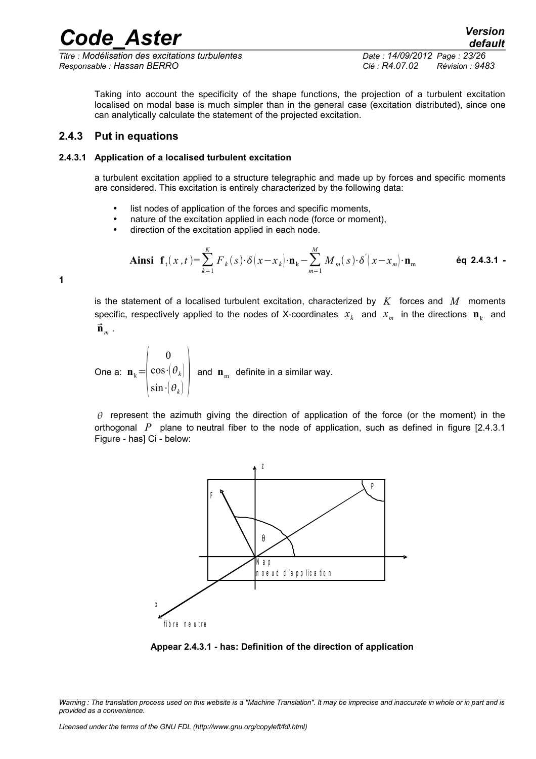Taking into account the specificity of the shape functions, the projection of a turbulent excitation localised on modal base is much simpler than in the general case (excitation distributed), since one can analytically calculate the statement of the projected excitation.

### 2.4.3 Put in equations

#### 2.4.3.1 Application of a localised turbulent excitation

a turbulent excitation applied to a structure telegraphic and made up by forces and specific moments are considered. This excitation is entirely characterized by the following data:

- list nodes of application of the forces and specific moments,
- nature of the excitation applied in each node (force or moment),
- direction of the excitation applied in each node.

$$\textbf{Ainsi} \;\; \mathbf{f}_{\mathrm{t}}(x,t)=\sum_{k=1}^{K} F_k(s)\cdot\delta\left(x-x_k\right)\cdot\mathbf{n}_{\mathrm{k}}-\sum_{m=1}^{M} M_m(s)\cdot\delta'\left(x-x_m\right)\cdot\mathbf{n}_{\mathrm{m}} \qquad \textbf{éq 2.4.3.1 - 1}$$

is the statement of a localised turbulent excitation, characterized by $K$ forces and $M$ moments specific, respectively applied to the nodes of X-coordinates $x_k$ and $x_m$ in the directions $\mathbf{n}_{\mathrm{k}}$ and $\vec{\mathbf{n}}_m$ .

One a: $\mathbf{n}_{\mathrm{k}}=\begin{pmatrix} 0 \\ \cos\cdot\left(\theta_k\right) \\ \sin\cdot\left(\theta_k\right) \end{pmatrix}$ and $\mathbf{n}_{\mathrm{m}}$ definite in a similar way.

$\theta$ represent the azimuth giving the direction of application of the force (or the moment) in the orthogonal $P$ plane to neutral fiber to the node of application, such as defined in figure [2.4.3.1 Figure - has] Ci - below:

**Appear 2.4.3.1 - has: Definition of the direction of application**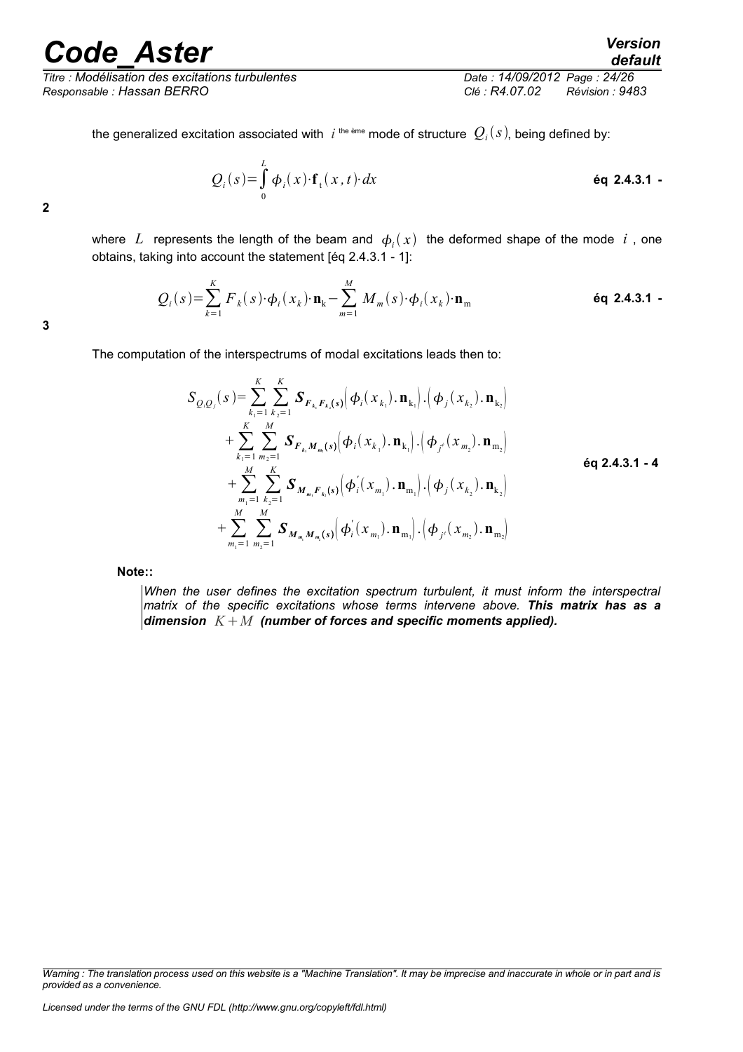the generalized excitation associated with $i$ the ème mode of structure $Q_i(s)$, being defined by:

$$Q_i(s)=\int_0^L \phi_i(x)\cdot\mathbf{f}_t(x,t)\cdot dx \qquad \textbf{éq 2.4.3.1 - 2}$$

where $L$ represents the length of the beam and $\phi_i(x)$ the deformed shape of the mode $i$, one obtains, taking into account the statement [éq 2.4.3.1 - 1]:

$$Q_i(s)=\sum_{k=1}^{K} F_k(s)\cdot\phi_i(x_k)\cdot\mathbf{n}_k-\sum_{m=1}^{M} M_m(s)\cdot\phi_i(x_k)\cdot\mathbf{n}_m \qquad \textbf{éq 2.4.3.1 - 3}$$

The computation of the interspectrums of modal excitations leads then to:

$$\begin{aligned}
S_{Q_iQ_j}(s)=&\sum_{k_1=1}^{K}\sum_{k_2=1}^{K} \boldsymbol{S}_{\boldsymbol{F}_{k_1}\boldsymbol{F}_{k_2}(\boldsymbol{s})}\left(\phi_i(x_{k_1}).\mathbf{n}_{k_1}\right).\left(\phi_j(x_{k_2}).\mathbf{n}_{k_2}\right)\\
&+\sum_{k_1=1}^{K}\sum_{m_2=1}^{M} \boldsymbol{S}_{\boldsymbol{F}_{k_1}\boldsymbol{M}_{m_2}(\boldsymbol{s})}\left(\phi_i(x_{k_1}).\mathbf{n}_{k_1}\right).\left(\phi_{j'}(x_{m_2}).\mathbf{n}_{m_2}\right)\\
&+\sum_{m_1=1}^{M}\sum_{k_2=1}^{K} \boldsymbol{S}_{\boldsymbol{M}_{m_1}\boldsymbol{F}_{k_2}(\boldsymbol{s})}\left(\phi_i'(x_{m_1}).\mathbf{n}_{m_1}\right).\left(\phi_j(x_{k_2}).\mathbf{n}_{k_2}\right)\\
&+\sum_{m_1=1}^{M}\sum_{m_2=1}^{M} \boldsymbol{S}_{\boldsymbol{M}_{m_1}\boldsymbol{M}_{m_2}(\boldsymbol{s})}\left(\phi_i'(x_{m_1}).\mathbf{n}_{m_1}\right).\left(\phi_{j'}(x_{m_2}).\mathbf{n}_{m_2}\right)
\end{aligned} \qquad \textbf{éq 2.4.3.1 - 4}$$

**Note::**

> *When the user defines the excitation spectrum turbulent, it must inform the interspectral matrix of the specific excitations whose terms intervene above.* ***This matrix has as a dimension*** $K+M$ ***(number of forces and specific moments applied).***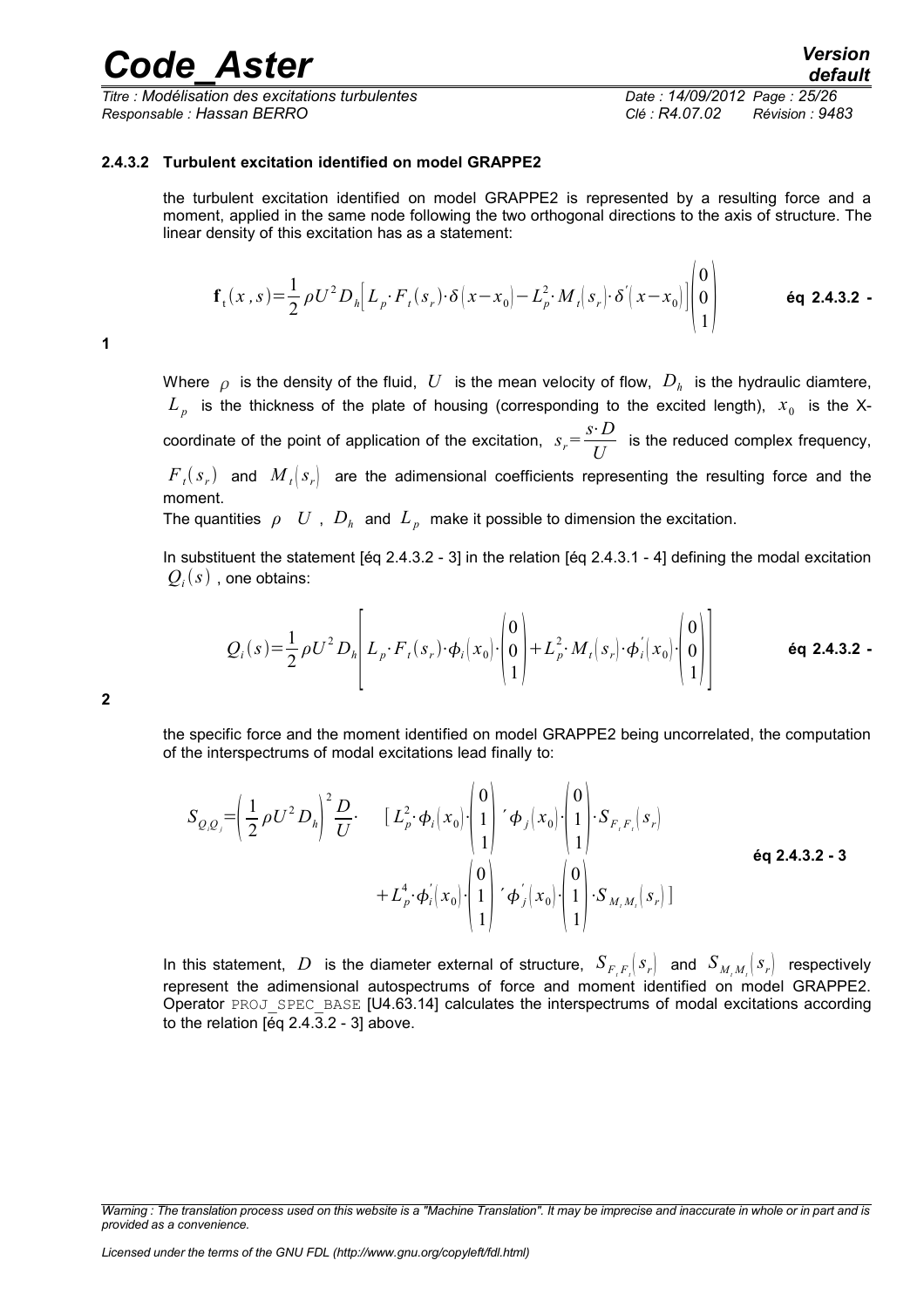#### 2.4.3.2 Turbulent excitation identified on model GRAPPE2

the turbulent excitation identified on model GRAPPE2 is represented by a resulting force and a moment, applied in the same node following the two orthogonal directions to the axis of structure. The linear density of this excitation has as a statement:

$$\mathbf{f}_{\mathrm{t}}(x,s)=\frac{1}{2}\rho U^2 D_h\left[L_p\cdot F_t(s_r)\cdot\delta(x-x_0)-L_p^2\cdot M_t(s_r)\cdot\delta'(x-x_0)\right]\begin{pmatrix}0\\0\\1\end{pmatrix} \qquad \textbf{éq 2.4.3.2 - 1}$$

Where $\rho$ is the density of the fluid, $U$ is the mean velocity of flow, $D_h$ is the hydraulic diamtere, $L_p$ is the thickness of the plate of housing (corresponding to the excited length), $x_0$ is the X-coordinate of the point of application of the excitation, $s_r=\frac{s\cdot D}{U}$ is the reduced complex frequency, $F_t(s_r)$ and $M_t(s_r)$ are the adimensional coefficients representing the resulting force and the moment.

The quantities $\rho$ $U$ , $D_h$ and $L_p$ make it possible to dimension the excitation.

In substituent the statement [éq 2.4.3.2 - 3] in the relation [éq 2.4.3.1 - 4] defining the modal excitation $Q_i(s)$ , one obtains:

$$Q_i(s)=\frac{1}{2}\rho U^2 D_h\left[L_p\cdot F_t(s_r)\cdot\phi_i(x_0)\cdot\begin{pmatrix}0\\0\\1\end{pmatrix}+L_p^2\cdot M_t(s_r)\cdot\phi_i'(x_0)\cdot\begin{pmatrix}0\\0\\1\end{pmatrix}\right] \qquad \textbf{éq 2.4.3.2 - 2}$$

the specific force and the moment identified on model GRAPPE2 being uncorrelated, the computation of the interspectrums of modal excitations lead finally to:

$$S_{Q_iQ_j}=\left(\frac{1}{2}\rho U^2 D_h\right)^2\frac{D}{U}\cdot\quad\left[L_p^2\cdot\phi_i(x_0)\cdot\begin{pmatrix}0\\1\\1\end{pmatrix}'\phi_j(x_0)\cdot\begin{pmatrix}0\\1\\1\end{pmatrix}\cdot S_{F_tF_t}(s_r)\right.$$
$$\left.+L_p^4\cdot\phi_i'(x_0)\cdot\begin{pmatrix}0\\1\\1\end{pmatrix}'\phi_j'(x_0)\cdot\begin{pmatrix}0\\1\\1\end{pmatrix}\cdot S_{M_tM_t}(s_r)\right] \qquad \textbf{éq 2.4.3.2 - 3}$$

In this statement, $D$ is the diameter external of structure, $S_{F_tF_t}(s_r)$ and $S_{M_tM_t}(s_r)$ respectively represent the adimensional autospectrums of force and moment identified on model GRAPPE2. Operator PROJ_SPEC_BASE [U4.63.14] calculates the interspectrums of modal excitations according to the relation [éq 2.4.3.2 - 3] above.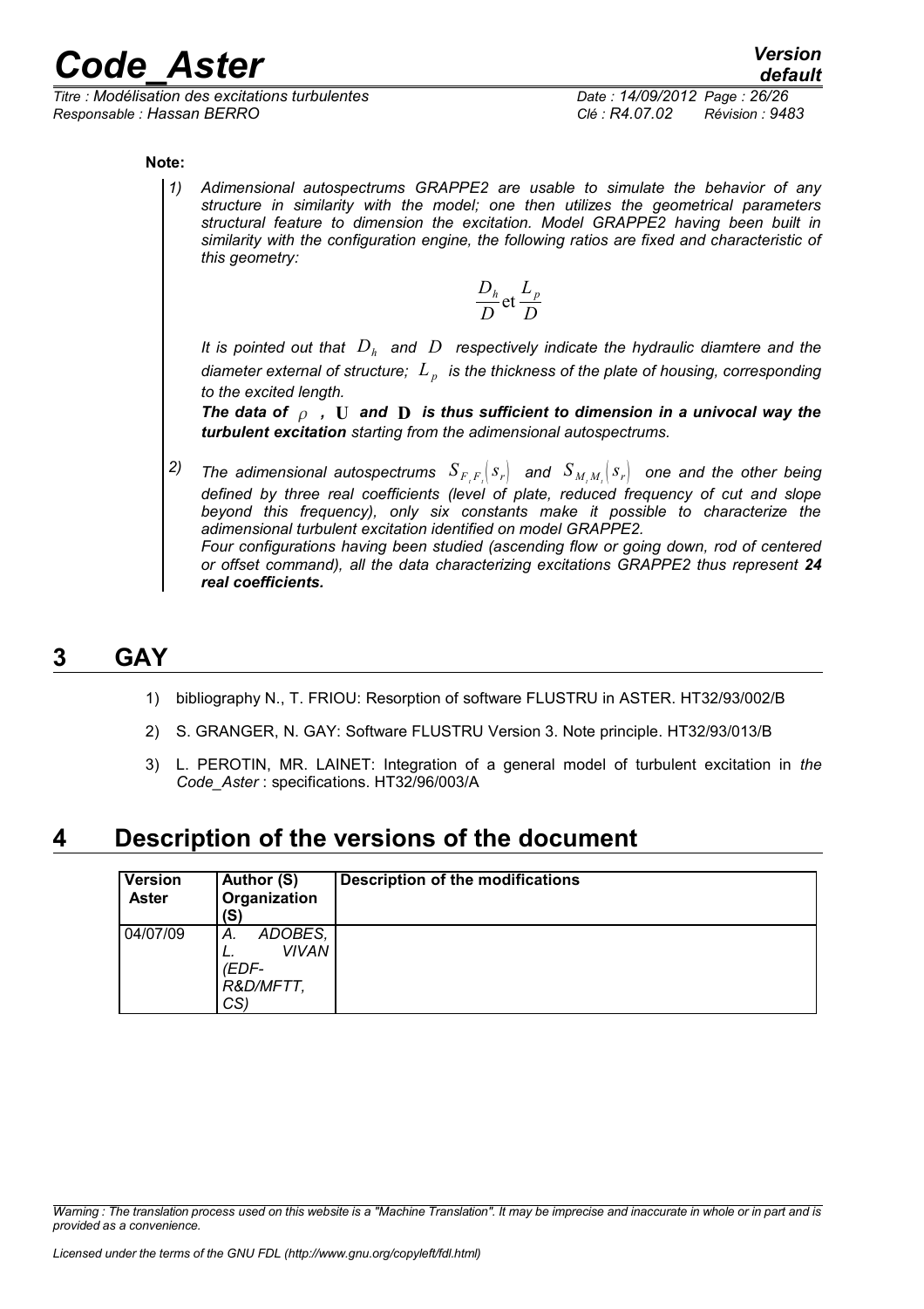**Note:**

1) *Adimensional autospectrums GRAPPE2 are usable to simulate the behavior of any structure in similarity with the model; one then utilizes the geometrical parameters structural feature to dimension the excitation. Model GRAPPE2 having been built in similarity with the configuration engine, the following ratios are fixed and characteristic of this geometry:*

$$\frac{D_h}{D} \text{et} \frac{L_p}{D}$$

*It is pointed out that $D_h$ and $D$ respectively indicate the hydraulic diamtere and the diameter external of structure; $L_p$ is the thickness of the plate of housing, corresponding to the excited length.*

***The data of $\rho$ , $\mathbf{U}$ and $\mathbf{D}$ is thus sufficient to dimension in a univocal way the turbulent excitation** starting from the adimensional autospectrums.*

2) *The adimensional autospectrums $S_{F_t F_t}(s_r)$ and $S_{M_t M_t}(s_r)$ one and the other being defined by three real coefficients (level of plate, reduced frequency of cut and slope beyond this frequency), only six constants make it possible to characterize the adimensional turbulent excitation identified on model GRAPPE2.*
*Four configurations having been studied (ascending flow or going down, rod of centered or offset command), all the data characterizing excitations GRAPPE2 thus represent **24 real coefficients.***

# 3 GAY

1) bibliography N., T. FRIOU: Resorption of software FLUSTRU in ASTER. HT32/93/002/B

2) S. GRANGER, N. GAY: Software FLUSTRU Version 3. Note principle. HT32/93/013/B

3) L. PEROTIN, MR. LAINET: Integration of a general model of turbulent excitation in *the Code_Aster* : specifications. HT32/96/003/A

# 4 Description of the versions of the document

| Version Aster | Author (S) Organization (S) | Description of the modifications |
|---|---|---|
| 04/07/09 | *A. ADOBES, L. VIVAN (EDF-R&D/MFTT, CS)* | |